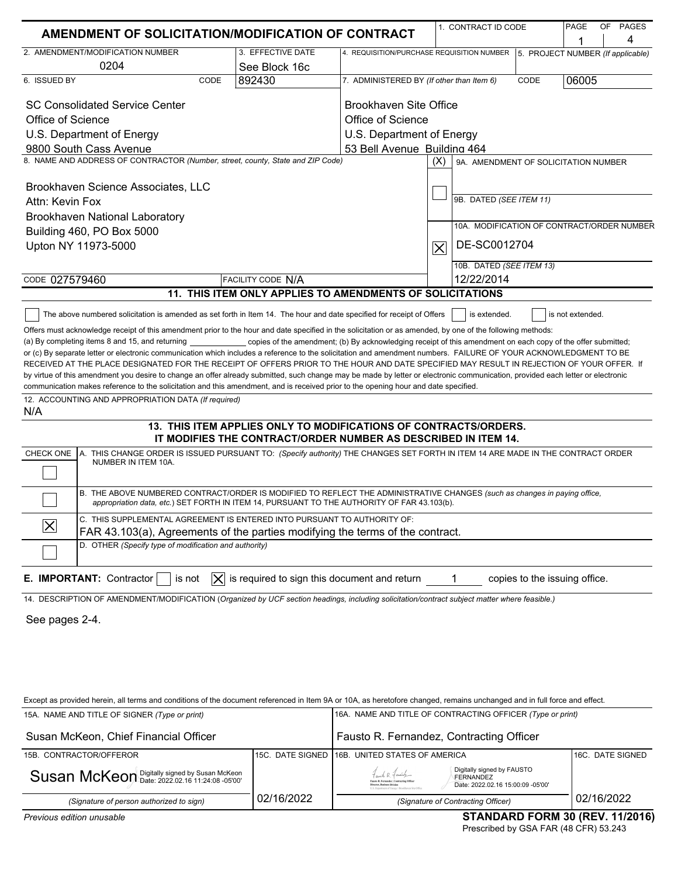# AMENDMENT OF SOLICITATION/MODIFICATION OF CONTRACT

| 1. CONTRACT ID CODE | PAGE 1 OF 4 PAGES |
|---|---|

| 2. AMENDMENT/MODIFICATION NUMBER | 3. EFFECTIVE DATE | 4. REQUISITION/PURCHASE REQUISITION NUMBER | 5. PROJECT NUMBER (If applicable) |
|---|---|---|---|
| 0204 | See Block 16c | | |

| 6. ISSUED BY CODE 892430 | 7. ADMINISTERED BY (If other than Item 6) CODE 06005 |
|---|---|
| SC Consolidated Service Center<br>Office of Science<br>U.S. Department of Energy<br>9800 South Cass Avenue | Brookhaven Site Office<br>Office of Science<br>U.S. Department of Energy<br>53 Bell Avenue Building 464 |

**8. NAME AND ADDRESS OF CONTRACTOR** (Number, street, county, State and ZIP Code)

Brookhaven Science Associates, LLC
Attn: Kevin Fox
Brookhaven National Laboratory
Building 460, PO Box 5000
Upton NY 11973-5000

CODE 027579460 FACILITY CODE N/A

(X)

☐ 9A. AMENDMENT OF SOLICITATION NUMBER

9B. DATED (SEE ITEM 11)

☒ 10A. MODIFICATION OF CONTRACT/ORDER NUMBER
DE-SC0012704

10B. DATED (SEE ITEM 13)
12/22/2014

## 11. THIS ITEM ONLY APPLIES TO AMENDMENTS OF SOLICITATIONS

☐ The above numbered solicitation is amended as set forth in Item 14. The hour and date specified for receipt of Offers ☐ is extended. ☐ is not extended.

Offers must acknowledge receipt of this amendment prior to the hour and date specified in the solicitation or as amended, by one of the following methods: (a) By completing items 8 and 15, and returning \_\_\_\_\_\_\_\_ copies of the amendment; (b) By acknowledging receipt of this amendment on each copy of the offer submitted; or (c) By separate letter or electronic communication which includes a reference to the solicitation and amendment numbers. FAILURE OF YOUR ACKNOWLEDGMENT TO BE RECEIVED AT THE PLACE DESIGNATED FOR THE RECEIPT OF OFFERS PRIOR TO THE HOUR AND DATE SPECIFIED MAY RESULT IN REJECTION OF YOUR OFFER. If by virtue of this amendment you desire to change an offer already submitted, such change may be made by letter or electronic communication, provided each letter or electronic communication makes reference to the solicitation and this amendment, and is received prior to the opening hour and date specified.

**12. ACCOUNTING AND APPROPRIATION DATA** (If required)
N/A

## 13. THIS ITEM APPLIES ONLY TO MODIFICATIONS OF CONTRACTS/ORDERS. IT MODIFIES THE CONTRACT/ORDER NUMBER AS DESCRIBED IN ITEM 14.

| CHECK ONE | |
|---|---|
| ☐ | A. THIS CHANGE ORDER IS ISSUED PURSUANT TO: (Specify authority) THE CHANGES SET FORTH IN ITEM 14 ARE MADE IN THE CONTRACT ORDER NUMBER IN ITEM 10A. |
| ☐ | B. THE ABOVE NUMBERED CONTRACT/ORDER IS MODIFIED TO REFLECT THE ADMINISTRATIVE CHANGES (such as changes in paying office, appropriation data, etc.) SET FORTH IN ITEM 14, PURSUANT TO THE AUTHORITY OF FAR 43.103(b). |
| ☒ | C. THIS SUPPLEMENTAL AGREEMENT IS ENTERED INTO PURSUANT TO AUTHORITY OF:<br>FAR 43.103(a), Agreements of the parties modifying the terms of the contract. |
| ☐ | D. OTHER (Specify type of modification and authority) |

**E. IMPORTANT:** Contractor ☐ is not ☒ is required to sign this document and return 1 copies to the issuing office.

**14. DESCRIPTION OF AMENDMENT/MODIFICATION** (Organized by UCF section headings, including solicitation/contract subject matter where feasible.)

See pages 2-4.

Except as provided herein, all terms and conditions of the document referenced in Item 9A or 10A, as heretofore changed, remains unchanged and in full force and effect.

| 15A. NAME AND TITLE OF SIGNER (Type or print) | | 16A. NAME AND TITLE OF CONTRACTING OFFICER (Type or print) | |
|---|---|---|---|
| Susan McKeon, Chief Financial Officer | | Fausto R. Fernandez, Contracting Officer | |
| 15B. CONTRACTOR/OFFEROR | 15C. DATE SIGNED | 16B. UNITED STATES OF AMERICA | 16C. DATE SIGNED |
| Susan McKeon Digitally signed by Susan McKeon Date: 2022.02.16 11:24:08 -05'00' | 02/16/2022 | Digitally signed by FAUSTO FERNANDEZ Date: 2022.02.16 15:00:09 -05'00' | 02/16/2022 |
| (Signature of person authorized to sign) | | (Signature of Contracting Officer) | |

Previous edition unusable

**STANDARD FORM 30 (REV. 11/2016)**
Prescribed by GSA FAR (48 CFR) 53.243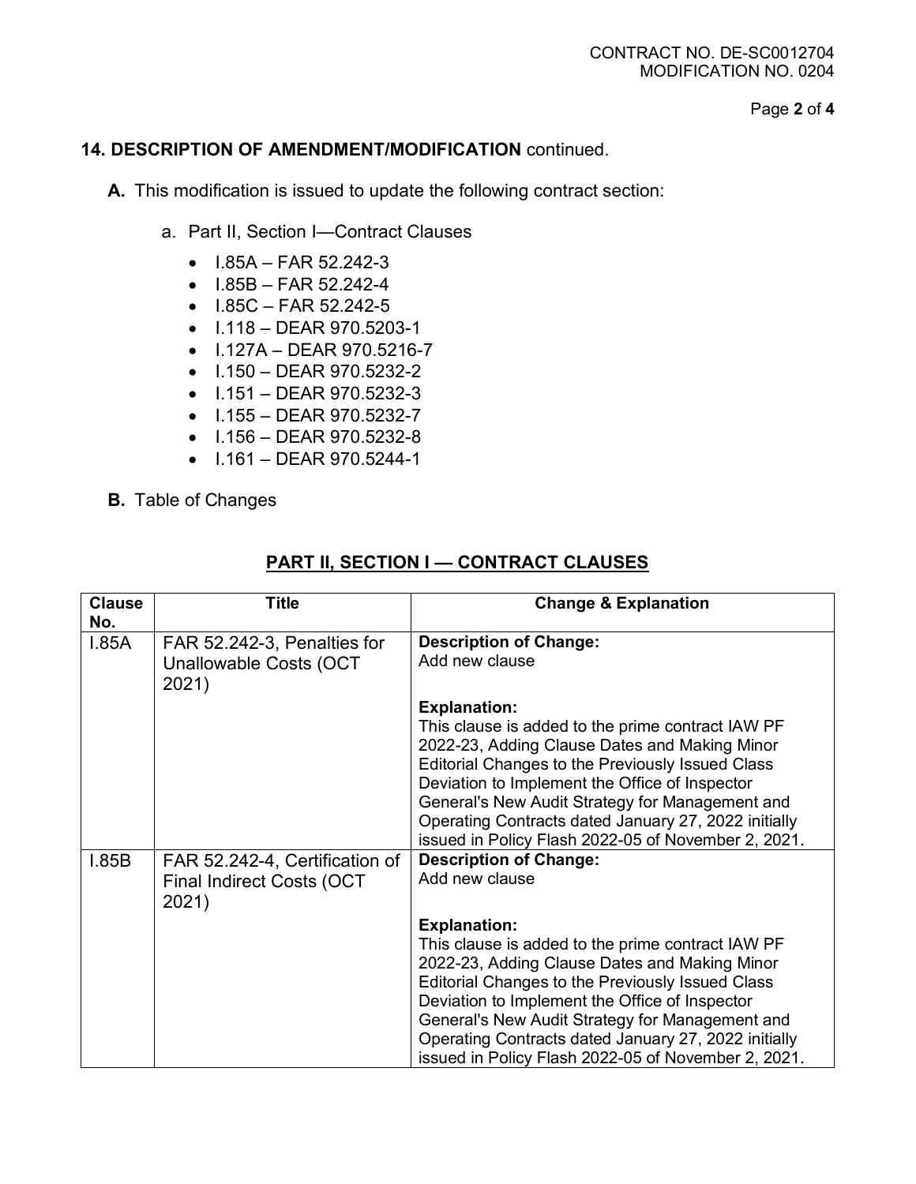**14. DESCRIPTION OF AMENDMENT/MODIFICATION** continued.

**A.** This modification is issued to update the following contract section:

a. Part II, Section I—Contract Clauses

- I.85A – FAR 52.242-3
- I.85B – FAR 52.242-4
- I.85C – FAR 52.242-5
- I.118 – DEAR 970.5203-1
- I.127A – DEAR 970.5216-7
- I.150 – DEAR 970.5232-2
- I.151 – DEAR 970.5232-3
- I.155 – DEAR 970.5232-7
- I.156 – DEAR 970.5232-8
- I.161 – DEAR 970.5244-1

**B.** Table of Changes

## PART II, SECTION I — CONTRACT CLAUSES

| Clause No. | Title | Change & Explanation |
|---|---|---|
| I.85A | FAR 52.242-3, Penalties for Unallowable Costs (OCT 2021) | **Description of Change:** Add new clause<br><br>**Explanation:** This clause is added to the prime contract IAW PF 2022-23, Adding Clause Dates and Making Minor Editorial Changes to the Previously Issued Class Deviation to Implement the Office of Inspector General's New Audit Strategy for Management and Operating Contracts dated January 27, 2022 initially issued in Policy Flash 2022-05 of November 2, 2021. |
| I.85B | FAR 52.242-4, Certification of Final Indirect Costs (OCT 2021) | **Description of Change:** Add new clause<br><br>**Explanation:** This clause is added to the prime contract IAW PF 2022-23, Adding Clause Dates and Making Minor Editorial Changes to the Previously Issued Class Deviation to Implement the Office of Inspector General's New Audit Strategy for Management and Operating Contracts dated January 27, 2022 initially issued in Policy Flash 2022-05 of November 2, 2021. |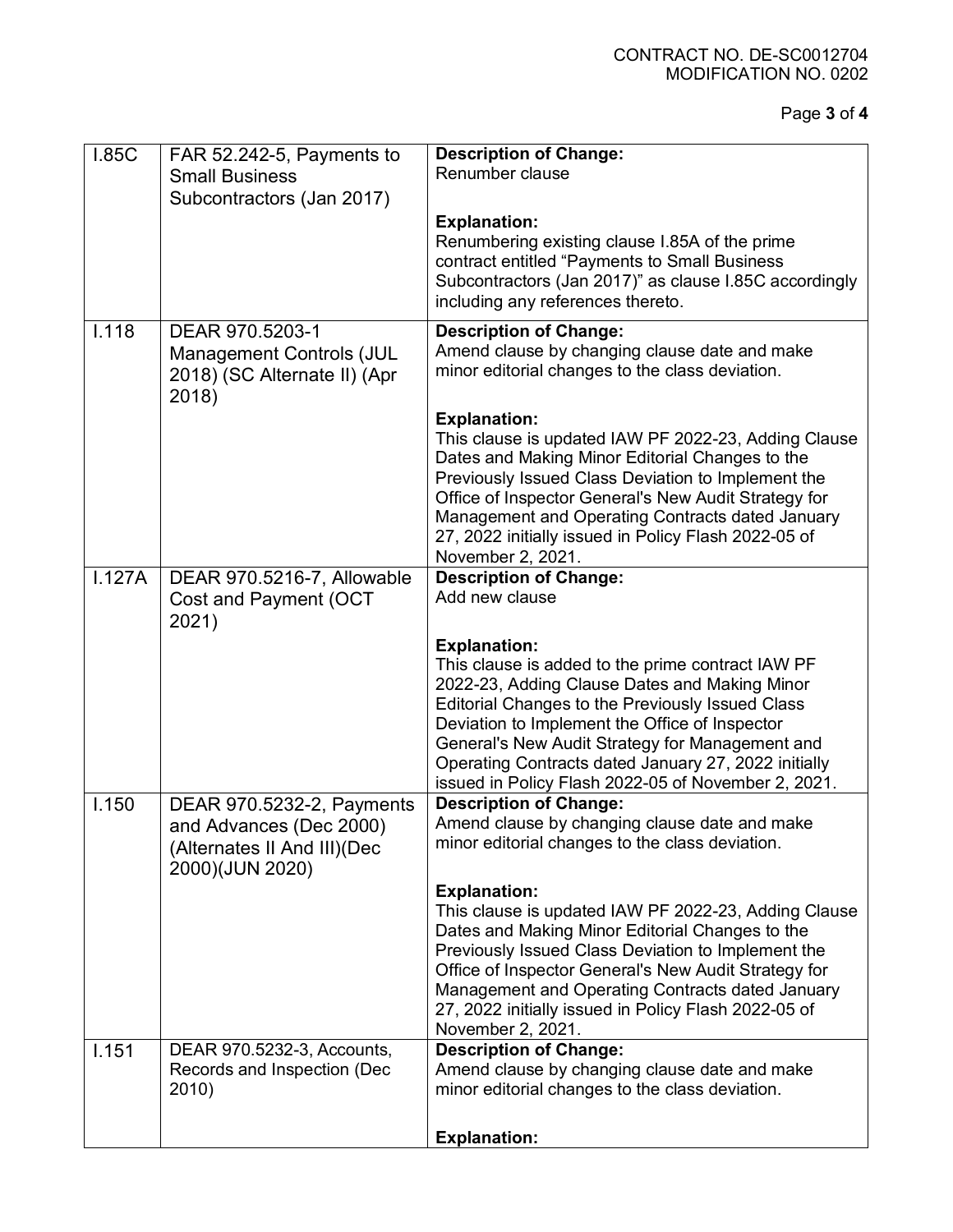| | | |
|---|---|---|
| I.85C | FAR 52.242-5, Payments to Small Business Subcontractors (Jan 2017) | **Description of Change:**<br>Renumber clause<br><br>**Explanation:**<br>Renumbering existing clause I.85A of the prime contract entitled "Payments to Small Business Subcontractors (Jan 2017)" as clause I.85C accordingly including any references thereto. |
| I.118 | DEAR 970.5203-1 Management Controls (JUL 2018) (SC Alternate II) (Apr 2018) | **Description of Change:**<br>Amend clause by changing clause date and make minor editorial changes to the class deviation.<br><br>**Explanation:**<br>This clause is updated IAW PF 2022-23, Adding Clause Dates and Making Minor Editorial Changes to the Previously Issued Class Deviation to Implement the Office of Inspector General's New Audit Strategy for Management and Operating Contracts dated January 27, 2022 initially issued in Policy Flash 2022-05 of November 2, 2021. |
| I.127A | DEAR 970.5216-7, Allowable Cost and Payment (OCT 2021) | **Description of Change:**<br>Add new clause<br><br>**Explanation:**<br>This clause is added to the prime contract IAW PF 2022-23, Adding Clause Dates and Making Minor Editorial Changes to the Previously Issued Class Deviation to Implement the Office of Inspector General's New Audit Strategy for Management and Operating Contracts dated January 27, 2022 initially issued in Policy Flash 2022-05 of November 2, 2021. |
| I.150 | DEAR 970.5232-2, Payments and Advances (Dec 2000) (Alternates II And III)(Dec 2000)(JUN 2020) | **Description of Change:**<br>Amend clause by changing clause date and make minor editorial changes to the class deviation.<br><br>**Explanation:**<br>This clause is updated IAW PF 2022-23, Adding Clause Dates and Making Minor Editorial Changes to the Previously Issued Class Deviation to Implement the Office of Inspector General's New Audit Strategy for Management and Operating Contracts dated January 27, 2022 initially issued in Policy Flash 2022-05 of November 2, 2021. |
| I.151 | DEAR 970.5232-3, Accounts, Records and Inspection (Dec 2010) | **Description of Change:**<br>Amend clause by changing clause date and make minor editorial changes to the class deviation.<br><br>**Explanation:** |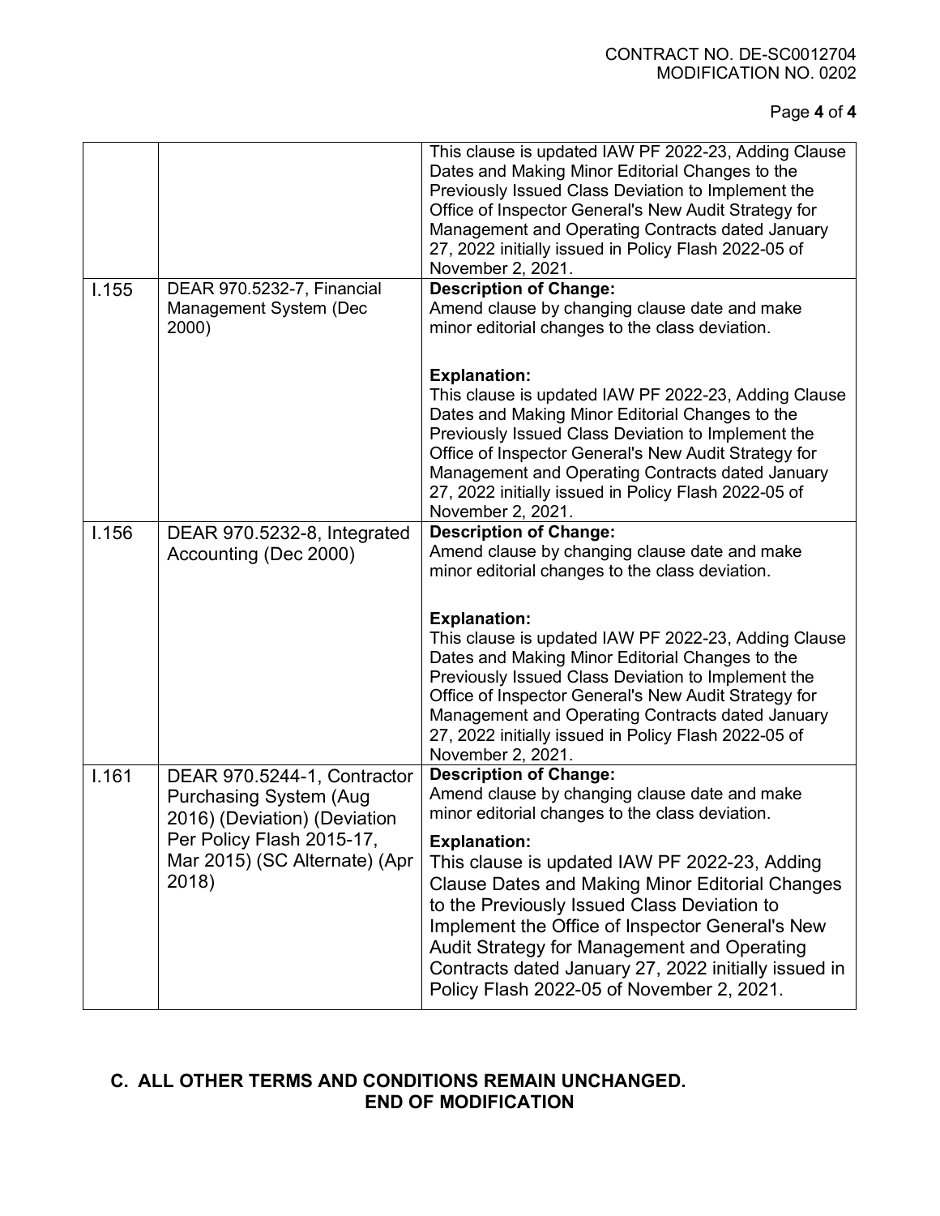| | | |
|---|---|---|
| | | This clause is updated IAW PF 2022-23, Adding Clause Dates and Making Minor Editorial Changes to the Previously Issued Class Deviation to Implement the Office of Inspector General's New Audit Strategy for Management and Operating Contracts dated January 27, 2022 initially issued in Policy Flash 2022-05 of November 2, 2021. |
| I.155 | DEAR 970.5232-7, Financial Management System (Dec 2000) | **Description of Change:**<br>Amend clause by changing clause date and make minor editorial changes to the class deviation.<br><br>**Explanation:**<br>This clause is updated IAW PF 2022-23, Adding Clause Dates and Making Minor Editorial Changes to the Previously Issued Class Deviation to Implement the Office of Inspector General's New Audit Strategy for Management and Operating Contracts dated January 27, 2022 initially issued in Policy Flash 2022-05 of November 2, 2021. |
| I.156 | DEAR 970.5232-8, Integrated Accounting (Dec 2000) | **Description of Change:**<br>Amend clause by changing clause date and make minor editorial changes to the class deviation.<br><br>**Explanation:**<br>This clause is updated IAW PF 2022-23, Adding Clause Dates and Making Minor Editorial Changes to the Previously Issued Class Deviation to Implement the Office of Inspector General's New Audit Strategy for Management and Operating Contracts dated January 27, 2022 initially issued in Policy Flash 2022-05 of November 2, 2021. |
| I.161 | DEAR 970.5244-1, Contractor Purchasing System (Aug 2016) (Deviation) (Deviation Per Policy Flash 2015-17, Mar 2015) (SC Alternate) (Apr 2018) | **Description of Change:**<br>Amend clause by changing clause date and make minor editorial changes to the class deviation.<br><br>**Explanation:**<br>This clause is updated IAW PF 2022-23, Adding Clause Dates and Making Minor Editorial Changes to the Previously Issued Class Deviation to Implement the Office of Inspector General's New Audit Strategy for Management and Operating Contracts dated January 27, 2022 initially issued in Policy Flash 2022-05 of November 2, 2021. |

**C. ALL OTHER TERMS AND CONDITIONS REMAIN UNCHANGED.**

**END OF MODIFICATION**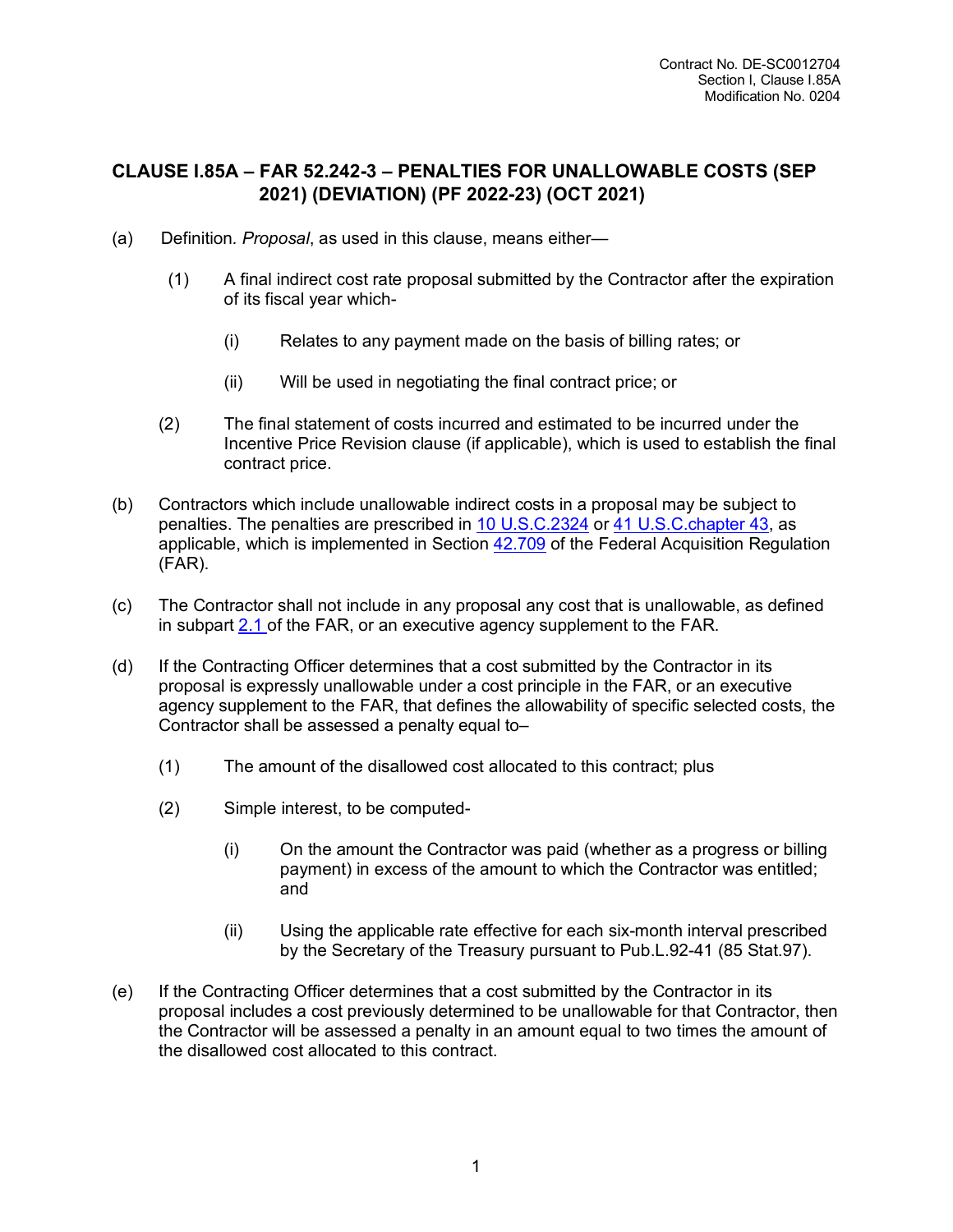## CLAUSE I.85A – FAR 52.242-3 – PENALTIES FOR UNALLOWABLE COSTS (SEP 2021) (DEVIATION) (PF 2022-23) (OCT 2021)

(a) Definition. *Proposal*, as used in this clause, means either—

(1) A final indirect cost rate proposal submitted by the Contractor after the expiration of its fiscal year which-

(i) Relates to any payment made on the basis of billing rates; or

(ii) Will be used in negotiating the final contract price; or

(2) The final statement of costs incurred and estimated to be incurred under the Incentive Price Revision clause (if applicable), which is used to establish the final contract price.

(b) Contractors which include unallowable indirect costs in a proposal may be subject to penalties. The penalties are prescribed in 10 U.S.C.2324 or 41 U.S.C.chapter 43, as applicable, which is implemented in Section 42.709 of the Federal Acquisition Regulation (FAR).

(c) The Contractor shall not include in any proposal any cost that is unallowable, as defined in subpart 2.1 of the FAR, or an executive agency supplement to the FAR.

(d) If the Contracting Officer determines that a cost submitted by the Contractor in its proposal is expressly unallowable under a cost principle in the FAR, or an executive agency supplement to the FAR, that defines the allowability of specific selected costs, the Contractor shall be assessed a penalty equal to–

(1) The amount of the disallowed cost allocated to this contract; plus

(2) Simple interest, to be computed-

(i) On the amount the Contractor was paid (whether as a progress or billing payment) in excess of the amount to which the Contractor was entitled; and

(ii) Using the applicable rate effective for each six-month interval prescribed by the Secretary of the Treasury pursuant to Pub.L.92-41 (85 Stat.97).

(e) If the Contracting Officer determines that a cost submitted by the Contractor in its proposal includes a cost previously determined to be unallowable for that Contractor, then the Contractor will be assessed a penalty in an amount equal to two times the amount of the disallowed cost allocated to this contract.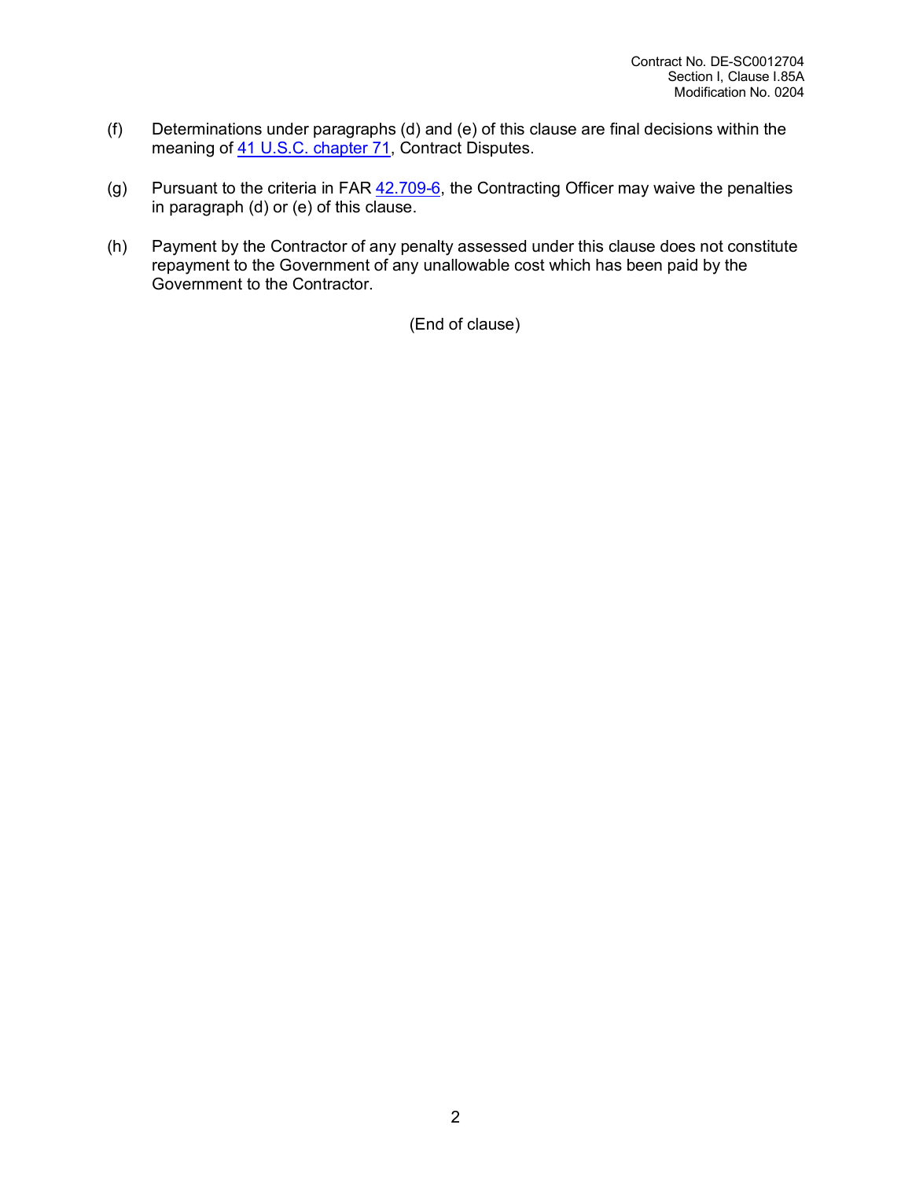(f) Determinations under paragraphs (d) and (e) of this clause are final decisions within the meaning of 41 U.S.C. chapter 71, Contract Disputes.

(g) Pursuant to the criteria in FAR 42.709-6, the Contracting Officer may waive the penalties in paragraph (d) or (e) of this clause.

(h) Payment by the Contractor of any penalty assessed under this clause does not constitute repayment to the Government of any unallowable cost which has been paid by the Government to the Contractor.

(End of clause)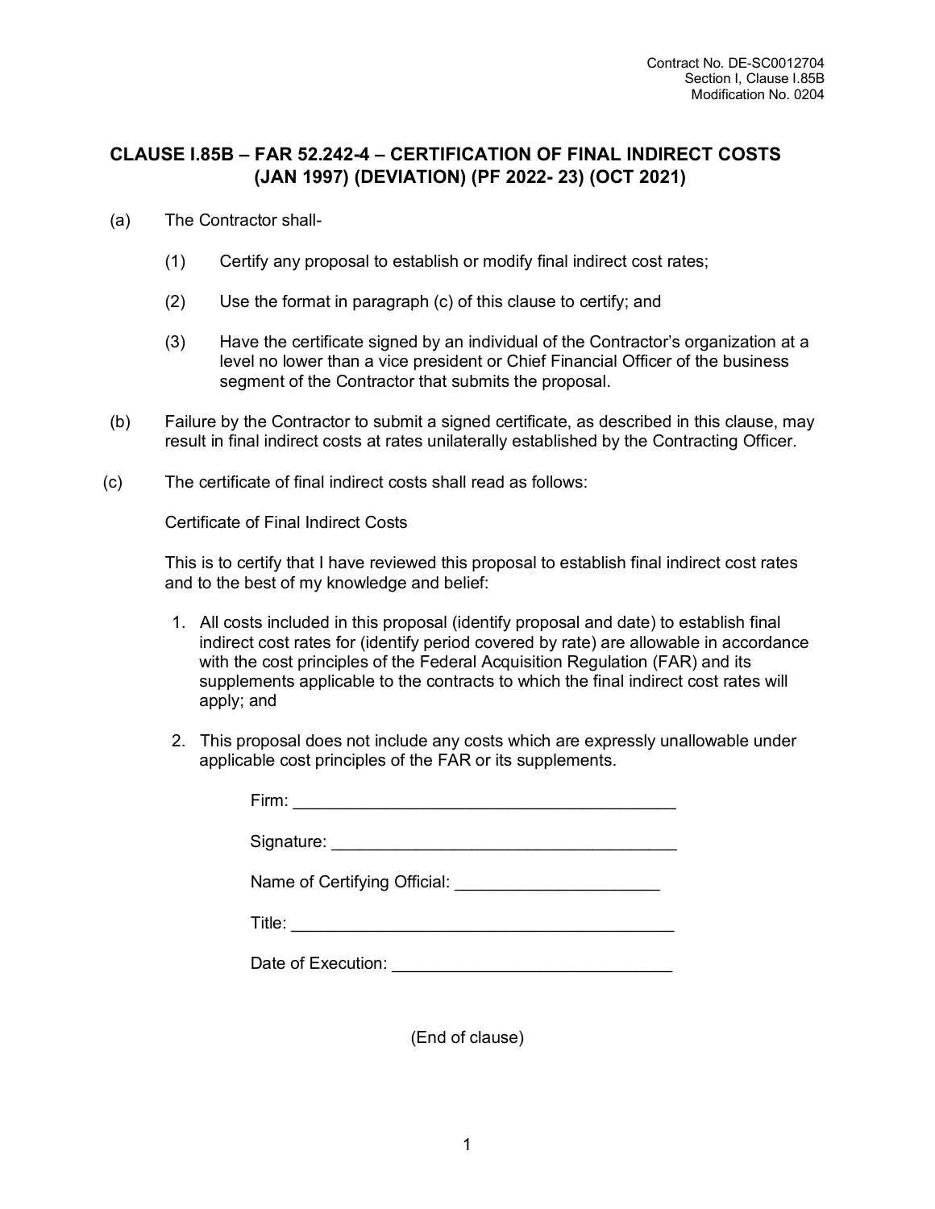Contract No. DE-SC0012704
Section I, Clause I.85B
Modification No. 0204

## CLAUSE I.85B – FAR 52.242-4 – CERTIFICATION OF FINAL INDIRECT COSTS (JAN 1997) (DEVIATION) (PF 2022- 23) (OCT 2021)

(a) The Contractor shall-

(1) Certify any proposal to establish or modify final indirect cost rates;

(2) Use the format in paragraph (c) of this clause to certify; and

(3) Have the certificate signed by an individual of the Contractor's organization at a level no lower than a vice president or Chief Financial Officer of the business segment of the Contractor that submits the proposal.

(b) Failure by the Contractor to submit a signed certificate, as described in this clause, may result in final indirect costs at rates unilaterally established by the Contracting Officer.

(c) The certificate of final indirect costs shall read as follows:

Certificate of Final Indirect Costs

This is to certify that I have reviewed this proposal to establish final indirect cost rates and to the best of my knowledge and belief:

1. All costs included in this proposal (identify proposal and date) to establish final indirect cost rates for (identify period covered by rate) are allowable in accordance with the cost principles of the Federal Acquisition Regulation (FAR) and its supplements applicable to the contracts to which the final indirect cost rates will apply; and

2. This proposal does not include any costs which are expressly unallowable under applicable cost principles of the FAR or its supplements.

Firm: ________________________________________

Signature: ____________________________________

Name of Certifying Official: _____________________

Title: _________________________________________

Date of Execution: _____________________________

(End of clause)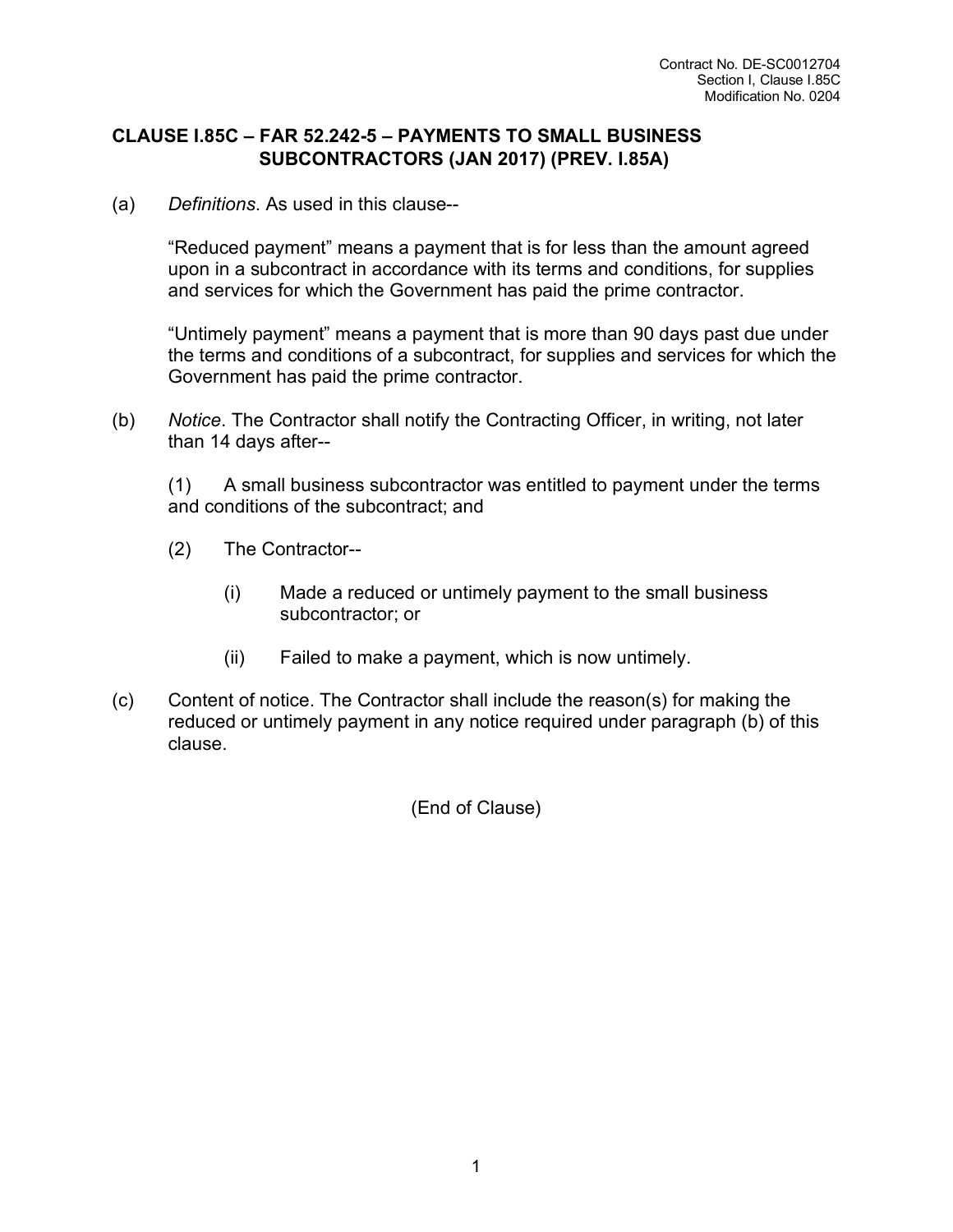## CLAUSE I.85C – FAR 52.242-5 – PAYMENTS TO SMALL BUSINESS SUBCONTRACTORS (JAN 2017) (PREV. I.85A)

(a) *Definitions*. As used in this clause--

“Reduced payment” means a payment that is for less than the amount agreed upon in a subcontract in accordance with its terms and conditions, for supplies and services for which the Government has paid the prime contractor.

“Untimely payment” means a payment that is more than 90 days past due under the terms and conditions of a subcontract, for supplies and services for which the Government has paid the prime contractor.

(b) *Notice*. The Contractor shall notify the Contracting Officer, in writing, not later than 14 days after--

(1) A small business subcontractor was entitled to payment under the terms and conditions of the subcontract; and

(2) The Contractor--

(i) Made a reduced or untimely payment to the small business subcontractor; or

(ii) Failed to make a payment, which is now untimely.

(c) Content of notice. The Contractor shall include the reason(s) for making the reduced or untimely payment in any notice required under paragraph (b) of this clause.

(End of Clause)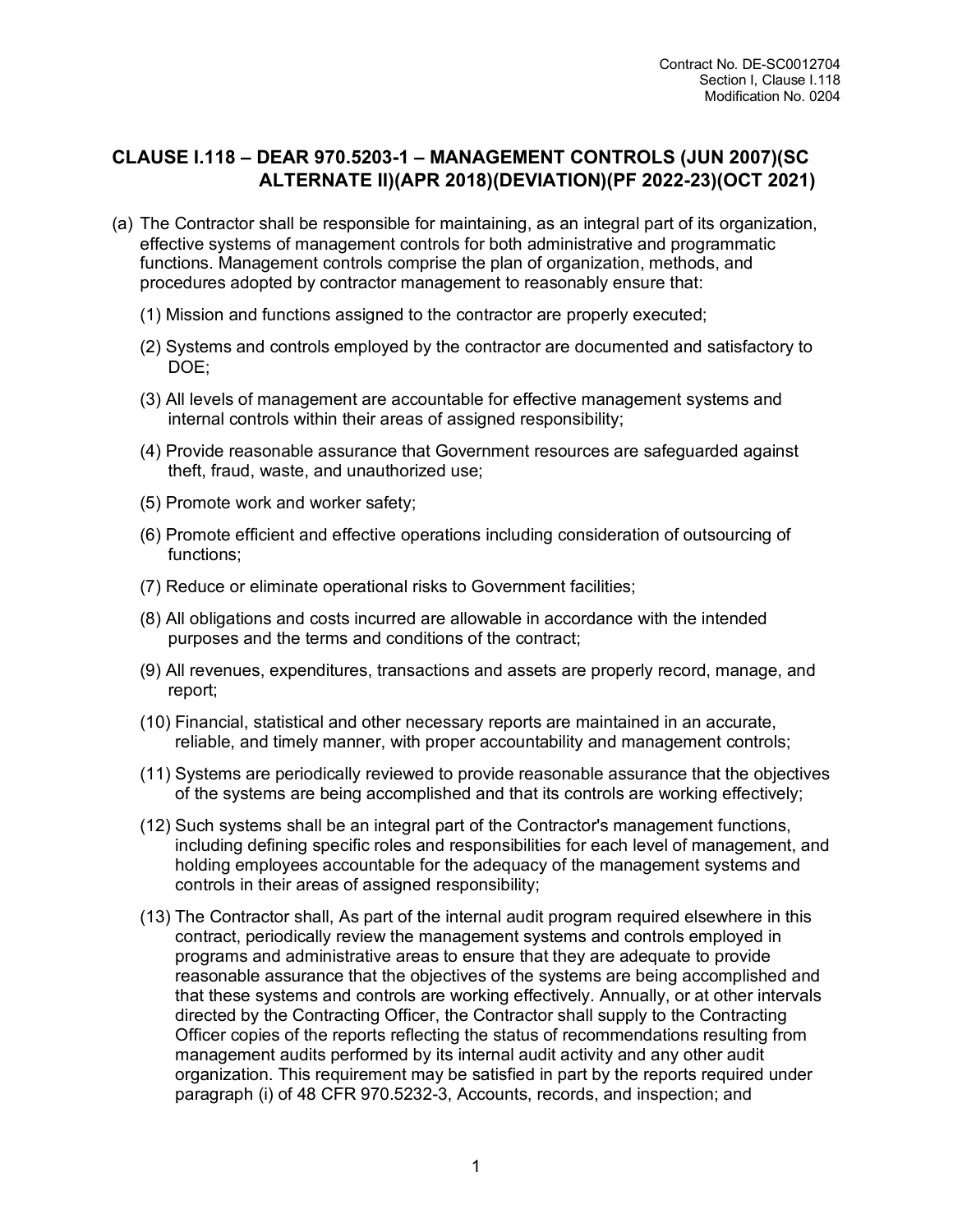## CLAUSE I.118 – DEAR 970.5203-1 – MANAGEMENT CONTROLS (JUN 2007)(SC ALTERNATE II)(APR 2018)(DEVIATION)(PF 2022-23)(OCT 2021)

(a) The Contractor shall be responsible for maintaining, as an integral part of its organization, effective systems of management controls for both administrative and programmatic functions. Management controls comprise the plan of organization, methods, and procedures adopted by contractor management to reasonably ensure that:

(1) Mission and functions assigned to the contractor are properly executed;

(2) Systems and controls employed by the contractor are documented and satisfactory to DOE;

(3) All levels of management are accountable for effective management systems and internal controls within their areas of assigned responsibility;

(4) Provide reasonable assurance that Government resources are safeguarded against theft, fraud, waste, and unauthorized use;

(5) Promote work and worker safety;

(6) Promote efficient and effective operations including consideration of outsourcing of functions;

(7) Reduce or eliminate operational risks to Government facilities;

(8) All obligations and costs incurred are allowable in accordance with the intended purposes and the terms and conditions of the contract;

(9) All revenues, expenditures, transactions and assets are properly record, manage, and report;

(10) Financial, statistical and other necessary reports are maintained in an accurate, reliable, and timely manner, with proper accountability and management controls;

(11) Systems are periodically reviewed to provide reasonable assurance that the objectives of the systems are being accomplished and that its controls are working effectively;

(12) Such systems shall be an integral part of the Contractor's management functions, including defining specific roles and responsibilities for each level of management, and holding employees accountable for the adequacy of the management systems and controls in their areas of assigned responsibility;

(13) The Contractor shall, As part of the internal audit program required elsewhere in this contract, periodically review the management systems and controls employed in programs and administrative areas to ensure that they are adequate to provide reasonable assurance that the objectives of the systems are being accomplished and that these systems and controls are working effectively. Annually, or at other intervals directed by the Contracting Officer, the Contractor shall supply to the Contracting Officer copies of the reports reflecting the status of recommendations resulting from management audits performed by its internal audit activity and any other audit organization. This requirement may be satisfied in part by the reports required under paragraph (i) of 48 CFR 970.5232-3, Accounts, records, and inspection; and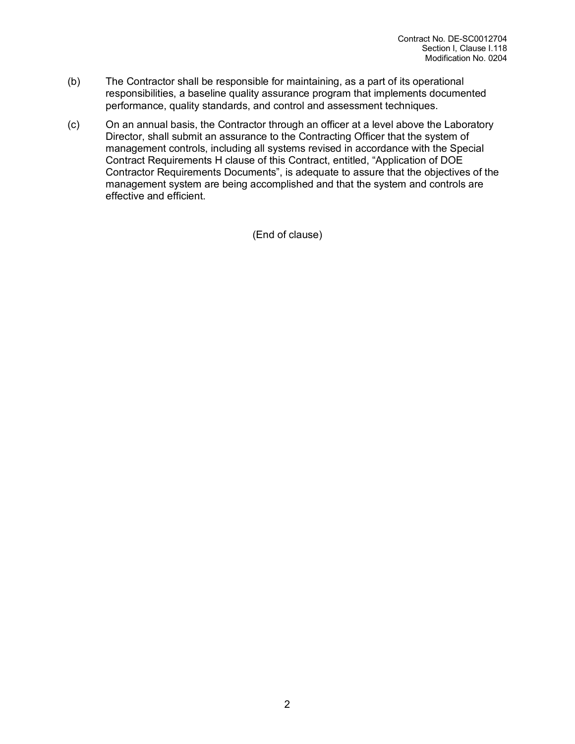(b) The Contractor shall be responsible for maintaining, as a part of its operational responsibilities, a baseline quality assurance program that implements documented performance, quality standards, and control and assessment techniques.

(c) On an annual basis, the Contractor through an officer at a level above the Laboratory Director, shall submit an assurance to the Contracting Officer that the system of management controls, including all systems revised in accordance with the Special Contract Requirements H clause of this Contract, entitled, "Application of DOE Contractor Requirements Documents", is adequate to assure that the objectives of the management system are being accomplished and that the system and controls are effective and efficient.

(End of clause)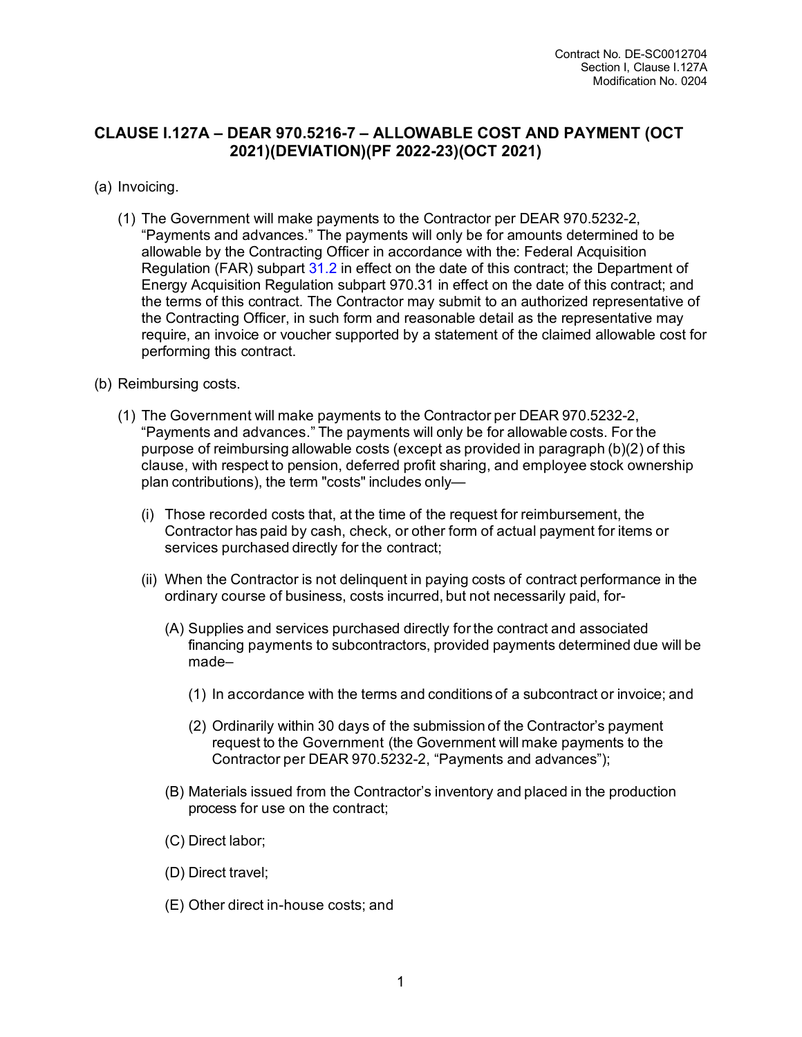## CLAUSE I.127A – DEAR 970.5216-7 – ALLOWABLE COST AND PAYMENT (OCT 2021)(DEVIATION)(PF 2022-23)(OCT 2021)

(a) Invoicing.

(1) The Government will make payments to the Contractor per DEAR 970.5232-2, "Payments and advances." The payments will only be for amounts determined to be allowable by the Contracting Officer in accordance with the: Federal Acquisition Regulation (FAR) subpart 31.2 in effect on the date of this contract; the Department of Energy Acquisition Regulation subpart 970.31 in effect on the date of this contract; and the terms of this contract. The Contractor may submit to an authorized representative of the Contracting Officer, in such form and reasonable detail as the representative may require, an invoice or voucher supported by a statement of the claimed allowable cost for performing this contract.

(b) Reimbursing costs.

(1) The Government will make payments to the Contractor per DEAR 970.5232-2, "Payments and advances." The payments will only be for allowable costs. For the purpose of reimbursing allowable costs (except as provided in paragraph (b)(2) of this clause, with respect to pension, deferred profit sharing, and employee stock ownership plan contributions), the term "costs" includes only—

(i) Those recorded costs that, at the time of the request for reimbursement, the Contractor has paid by cash, check, or other form of actual payment for items or services purchased directly for the contract;

(ii) When the Contractor is not delinquent in paying costs of contract performance in the ordinary course of business, costs incurred, but not necessarily paid, for-

(A) Supplies and services purchased directly for the contract and associated financing payments to subcontractors, provided payments determined due will be made–

(1) In accordance with the terms and conditions of a subcontract or invoice; and

(2) Ordinarily within 30 days of the submission of the Contractor's payment request to the Government (the Government will make payments to the Contractor per DEAR 970.5232-2, "Payments and advances");

(B) Materials issued from the Contractor's inventory and placed in the production process for use on the contract;

(C) Direct labor;

(D) Direct travel;

(E) Other direct in-house costs; and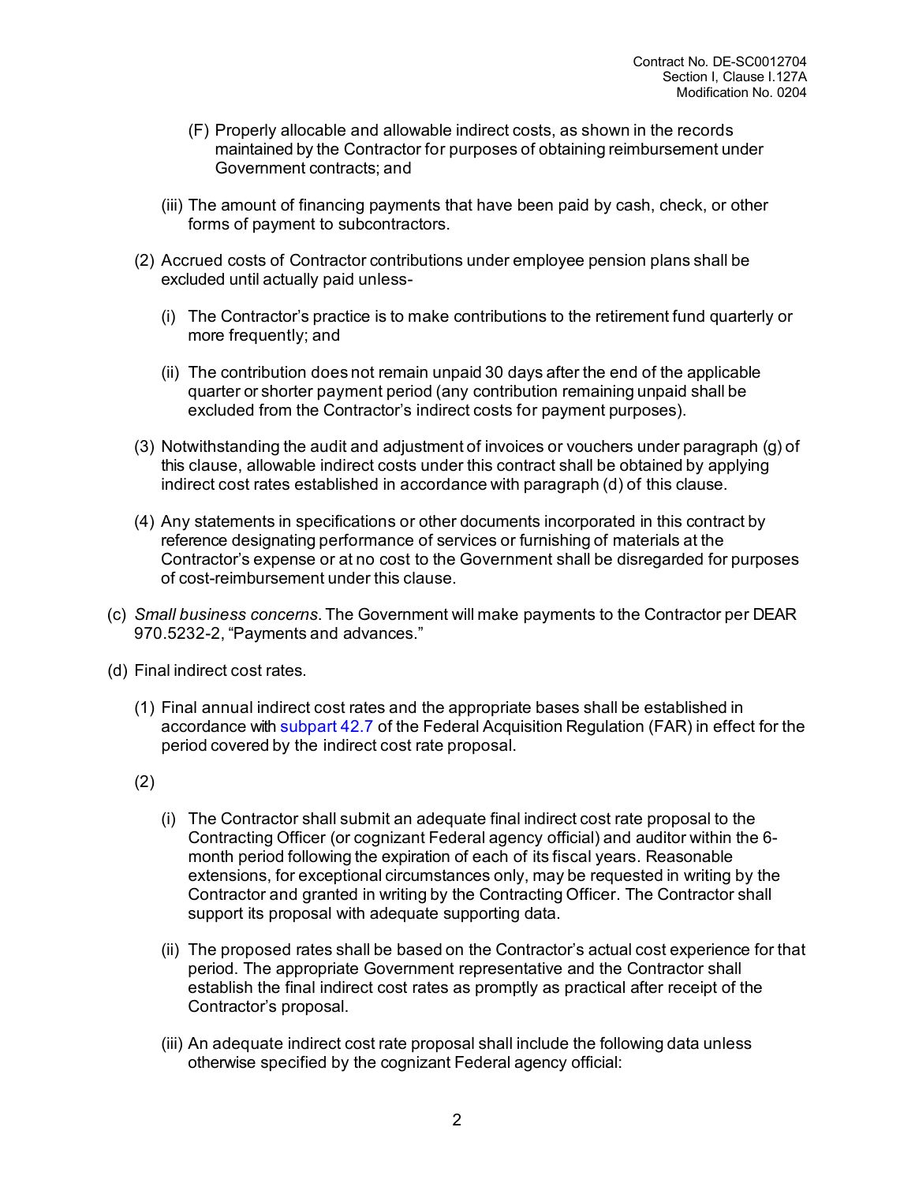(F) Properly allocable and allowable indirect costs, as shown in the records maintained by the Contractor for purposes of obtaining reimbursement under Government contracts; and

(iii) The amount of financing payments that have been paid by cash, check, or other forms of payment to subcontractors.

(2) Accrued costs of Contractor contributions under employee pension plans shall be excluded until actually paid unless-

(i) The Contractor's practice is to make contributions to the retirement fund quarterly or more frequently; and

(ii) The contribution does not remain unpaid 30 days after the end of the applicable quarter or shorter payment period (any contribution remaining unpaid shall be excluded from the Contractor's indirect costs for payment purposes).

(3) Notwithstanding the audit and adjustment of invoices or vouchers under paragraph (g) of this clause, allowable indirect costs under this contract shall be obtained by applying indirect cost rates established in accordance with paragraph (d) of this clause.

(4) Any statements in specifications or other documents incorporated in this contract by reference designating performance of services or furnishing of materials at the Contractor's expense or at no cost to the Government shall be disregarded for purposes of cost-reimbursement under this clause.

(c) *Small business concerns*. The Government will make payments to the Contractor per DEAR 970.5232-2, "Payments and advances."

(d) Final indirect cost rates.

(1) Final annual indirect cost rates and the appropriate bases shall be established in accordance with subpart 42.7 of the Federal Acquisition Regulation (FAR) in effect for the period covered by the indirect cost rate proposal.

(2)

(i) The Contractor shall submit an adequate final indirect cost rate proposal to the Contracting Officer (or cognizant Federal agency official) and auditor within the 6-month period following the expiration of each of its fiscal years. Reasonable extensions, for exceptional circumstances only, may be requested in writing by the Contractor and granted in writing by the Contracting Officer. The Contractor shall support its proposal with adequate supporting data.

(ii) The proposed rates shall be based on the Contractor's actual cost experience for that period. The appropriate Government representative and the Contractor shall establish the final indirect cost rates as promptly as practical after receipt of the Contractor's proposal.

(iii) An adequate indirect cost rate proposal shall include the following data unless otherwise specified by the cognizant Federal agency official: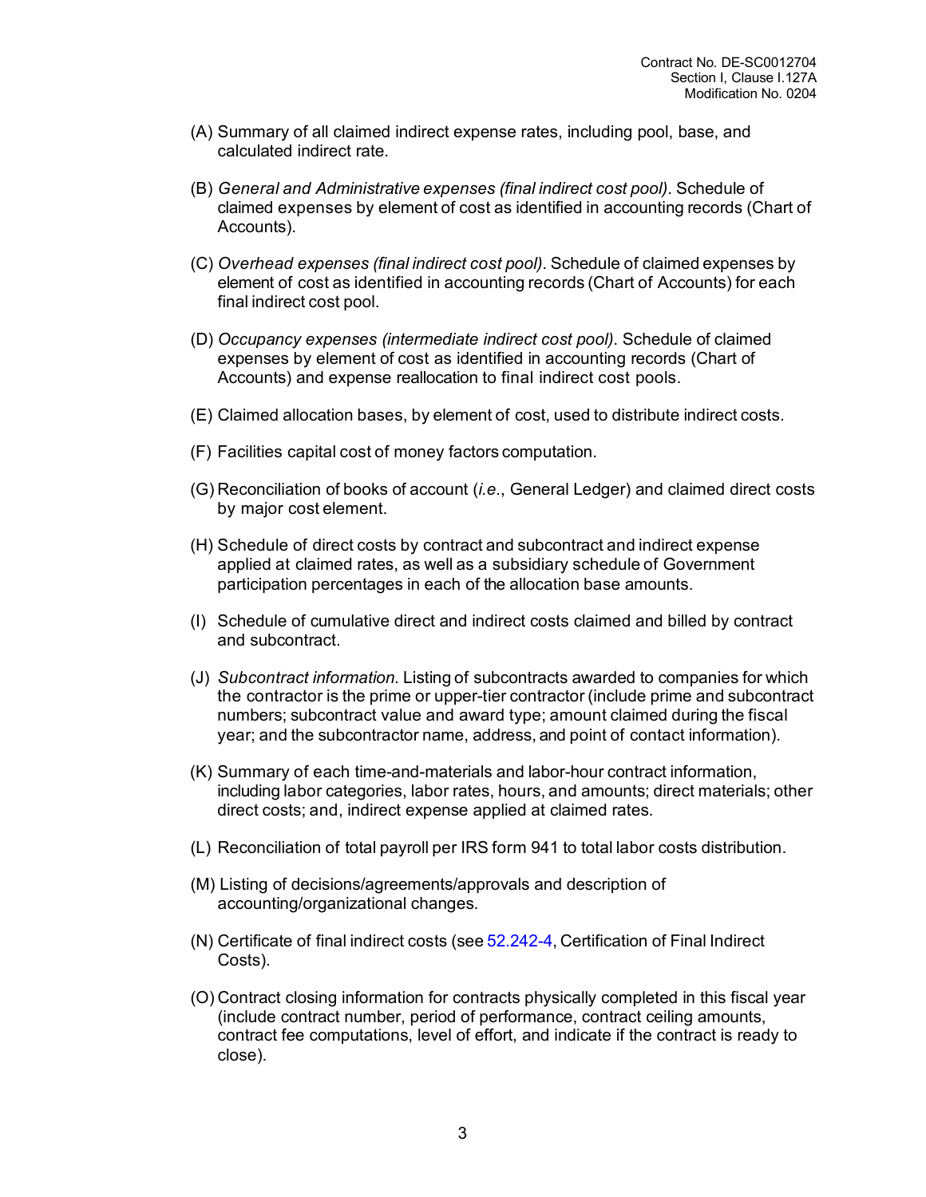(A) Summary of all claimed indirect expense rates, including pool, base, and calculated indirect rate.

(B) *General and Administrative expenses (final indirect cost pool)*. Schedule of claimed expenses by element of cost as identified in accounting records (Chart of Accounts).

(C) *Overhead expenses (final indirect cost pool)*. Schedule of claimed expenses by element of cost as identified in accounting records (Chart of Accounts) for each final indirect cost pool.

(D) *Occupancy expenses (intermediate indirect cost pool)*. Schedule of claimed expenses by element of cost as identified in accounting records (Chart of Accounts) and expense reallocation to final indirect cost pools.

(E) Claimed allocation bases, by element of cost, used to distribute indirect costs.

(F) Facilities capital cost of money factors computation.

(G) Reconciliation of books of account (*i.e.*, General Ledger) and claimed direct costs by major cost element.

(H) Schedule of direct costs by contract and subcontract and indirect expense applied at claimed rates, as well as a subsidiary schedule of Government participation percentages in each of the allocation base amounts.

(I) Schedule of cumulative direct and indirect costs claimed and billed by contract and subcontract.

(J) *Subcontract information*. Listing of subcontracts awarded to companies for which the contractor is the prime or upper-tier contractor (include prime and subcontract numbers; subcontract value and award type; amount claimed during the fiscal year; and the subcontractor name, address, and point of contact information).

(K) Summary of each time-and-materials and labor-hour contract information, including labor categories, labor rates, hours, and amounts; direct materials; other direct costs; and, indirect expense applied at claimed rates.

(L) Reconciliation of total payroll per IRS form 941 to total labor costs distribution.

(M) Listing of decisions/agreements/approvals and description of accounting/organizational changes.

(N) Certificate of final indirect costs (see 52.242-4, Certification of Final Indirect Costs).

(O) Contract closing information for contracts physically completed in this fiscal year (include contract number, period of performance, contract ceiling amounts, contract fee computations, level of effort, and indicate if the contract is ready to close).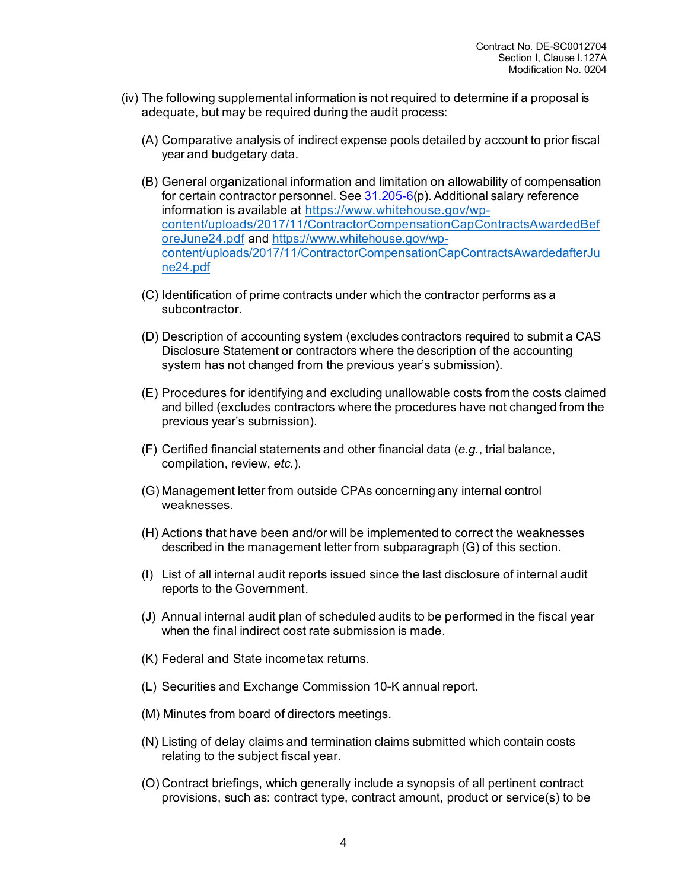(iv) The following supplemental information is not required to determine if a proposal is adequate, but may be required during the audit process:

(A) Comparative analysis of indirect expense pools detailed by account to prior fiscal year and budgetary data.

(B) General organizational information and limitation on allowability of compensation for certain contractor personnel. See 31.205-6(p). Additional salary reference information is available at https://www.whitehouse.gov/wp-content/uploads/2017/11/ContractorCompensationCapContractsAwardedBeforeJune24.pdf and https://www.whitehouse.gov/wp-content/uploads/2017/11/ContractorCompensationCapContractsAwardedafterJune24.pdf

(C) Identification of prime contracts under which the contractor performs as a subcontractor.

(D) Description of accounting system (excludes contractors required to submit a CAS Disclosure Statement or contractors where the description of the accounting system has not changed from the previous year's submission).

(E) Procedures for identifying and excluding unallowable costs from the costs claimed and billed (excludes contractors where the procedures have not changed from the previous year's submission).

(F) Certified financial statements and other financial data (*e.g.*, trial balance, compilation, review, *etc.*).

(G) Management letter from outside CPAs concerning any internal control weaknesses.

(H) Actions that have been and/or will be implemented to correct the weaknesses described in the management letter from subparagraph (G) of this section.

(I) List of all internal audit reports issued since the last disclosure of internal audit reports to the Government.

(J) Annual internal audit plan of scheduled audits to be performed in the fiscal year when the final indirect cost rate submission is made.

(K) Federal and State income tax returns.

(L) Securities and Exchange Commission 10-K annual report.

(M) Minutes from board of directors meetings.

(N) Listing of delay claims and termination claims submitted which contain costs relating to the subject fiscal year.

(O) Contract briefings, which generally include a synopsis of all pertinent contract provisions, such as: contract type, contract amount, product or service(s) to be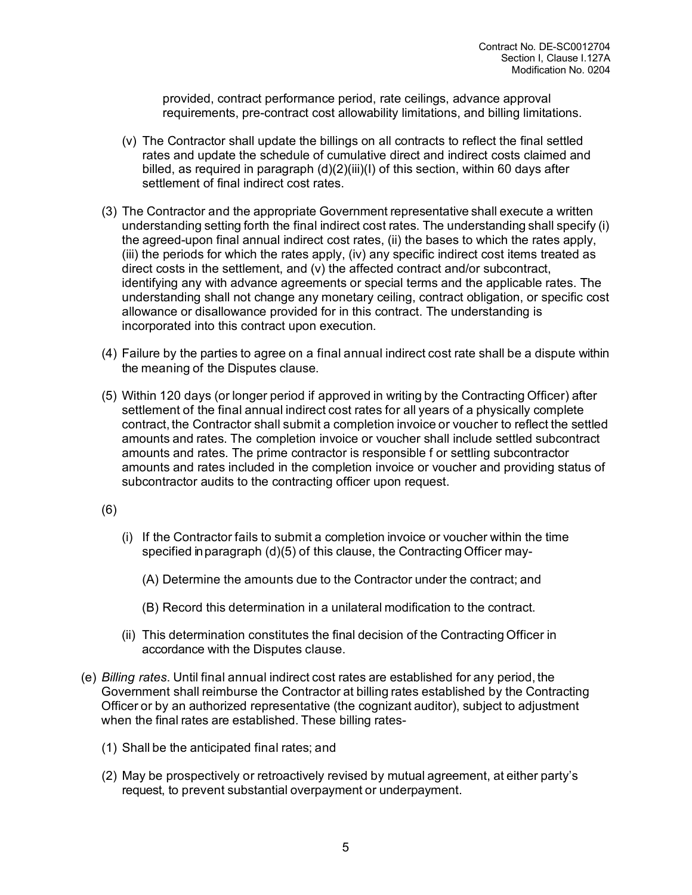provided, contract performance period, rate ceilings, advance approval requirements, pre-contract cost allowability limitations, and billing limitations.

(v) The Contractor shall update the billings on all contracts to reflect the final settled rates and update the schedule of cumulative direct and indirect costs claimed and billed, as required in paragraph (d)(2)(iii)(I) of this section, within 60 days after settlement of final indirect cost rates.

(3) The Contractor and the appropriate Government representative shall execute a written understanding setting forth the final indirect cost rates. The understanding shall specify (i) the agreed-upon final annual indirect cost rates, (ii) the bases to which the rates apply, (iii) the periods for which the rates apply, (iv) any specific indirect cost items treated as direct costs in the settlement, and (v) the affected contract and/or subcontract, identifying any with advance agreements or special terms and the applicable rates. The understanding shall not change any monetary ceiling, contract obligation, or specific cost allowance or disallowance provided for in this contract. The understanding is incorporated into this contract upon execution.

(4) Failure by the parties to agree on a final annual indirect cost rate shall be a dispute within the meaning of the Disputes clause.

(5) Within 120 days (or longer period if approved in writing by the Contracting Officer) after settlement of the final annual indirect cost rates for all years of a physically complete contract, the Contractor shall submit a completion invoice or voucher to reflect the settled amounts and rates. The completion invoice or voucher shall include settled subcontract amounts and rates. The prime contractor is responsible f or settling subcontractor amounts and rates included in the completion invoice or voucher and providing status of subcontractor audits to the contracting officer upon request.

(6)

(i) If the Contractor fails to submit a completion invoice or voucher within the time specified in paragraph (d)(5) of this clause, the Contracting Officer may-

(A) Determine the amounts due to the Contractor under the contract; and

(B) Record this determination in a unilateral modification to the contract.

(ii) This determination constitutes the final decision of the Contracting Officer in accordance with the Disputes clause.

(e) *Billing rates*. Until final annual indirect cost rates are established for any period, the Government shall reimburse the Contractor at billing rates established by the Contracting Officer or by an authorized representative (the cognizant auditor), subject to adjustment when the final rates are established. These billing rates-

(1) Shall be the anticipated final rates; and

(2) May be prospectively or retroactively revised by mutual agreement, at either party's request, to prevent substantial overpayment or underpayment.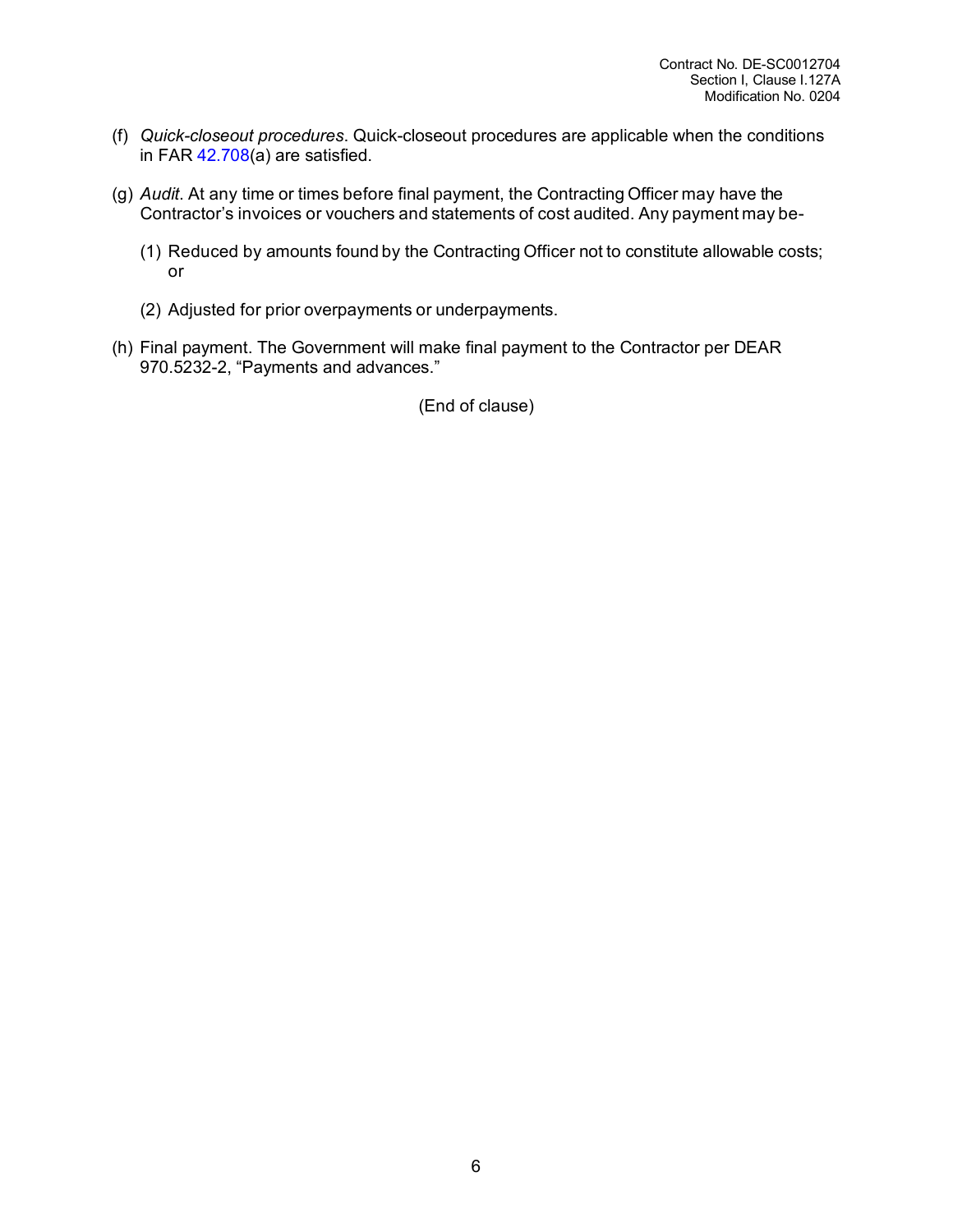(f) *Quick-closeout procedures*. Quick-closeout procedures are applicable when the conditions in FAR 42.708(a) are satisfied.

(g) *Audit*. At any time or times before final payment, the Contracting Officer may have the Contractor's invoices or vouchers and statements of cost audited. Any payment may be-

(1) Reduced by amounts found by the Contracting Officer not to constitute allowable costs; or

(2) Adjusted for prior overpayments or underpayments.

(h) Final payment. The Government will make final payment to the Contractor per DEAR 970.5232-2, "Payments and advances."

(End of clause)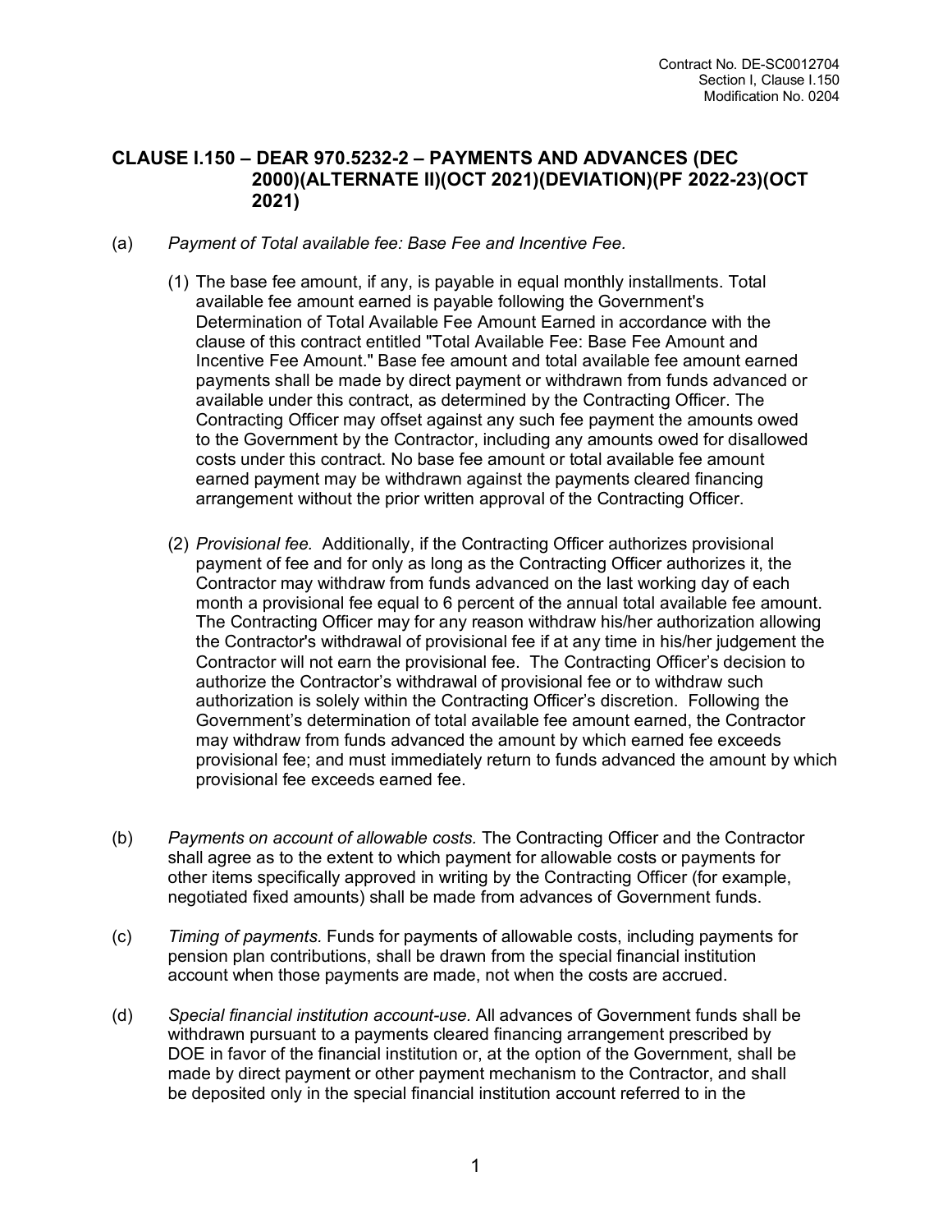## CLAUSE I.150 – DEAR 970.5232-2 – PAYMENTS AND ADVANCES (DEC 2000)(ALTERNATE II)(OCT 2021)(DEVIATION)(PF 2022-23)(OCT 2021)

(a) *Payment of Total available fee: Base Fee and Incentive Fee.*

(1) The base fee amount, if any, is payable in equal monthly installments. Total available fee amount earned is payable following the Government's Determination of Total Available Fee Amount Earned in accordance with the clause of this contract entitled "Total Available Fee: Base Fee Amount and Incentive Fee Amount." Base fee amount and total available fee amount earned payments shall be made by direct payment or withdrawn from funds advanced or available under this contract, as determined by the Contracting Officer. The Contracting Officer may offset against any such fee payment the amounts owed to the Government by the Contractor, including any amounts owed for disallowed costs under this contract. No base fee amount or total available fee amount earned payment may be withdrawn against the payments cleared financing arrangement without the prior written approval of the Contracting Officer.

(2) *Provisional fee.* Additionally, if the Contracting Officer authorizes provisional payment of fee and for only as long as the Contracting Officer authorizes it, the Contractor may withdraw from funds advanced on the last working day of each month a provisional fee equal to 6 percent of the annual total available fee amount. The Contracting Officer may for any reason withdraw his/her authorization allowing the Contractor's withdrawal of provisional fee if at any time in his/her judgement the Contractor will not earn the provisional fee. The Contracting Officer's decision to authorize the Contractor's withdrawal of provisional fee or to withdraw such authorization is solely within the Contracting Officer's discretion. Following the Government's determination of total available fee amount earned, the Contractor may withdraw from funds advanced the amount by which earned fee exceeds provisional fee; and must immediately return to funds advanced the amount by which provisional fee exceeds earned fee.

(b) *Payments on account of allowable costs.* The Contracting Officer and the Contractor shall agree as to the extent to which payment for allowable costs or payments for other items specifically approved in writing by the Contracting Officer (for example, negotiated fixed amounts) shall be made from advances of Government funds.

(c) *Timing of payments.* Funds for payments of allowable costs, including payments for pension plan contributions, shall be drawn from the special financial institution account when those payments are made, not when the costs are accrued.

(d) *Special financial institution account-use.* All advances of Government funds shall be withdrawn pursuant to a payments cleared financing arrangement prescribed by DOE in favor of the financial institution or, at the option of the Government, shall be made by direct payment or other payment mechanism to the Contractor, and shall be deposited only in the special financial institution account referred to in the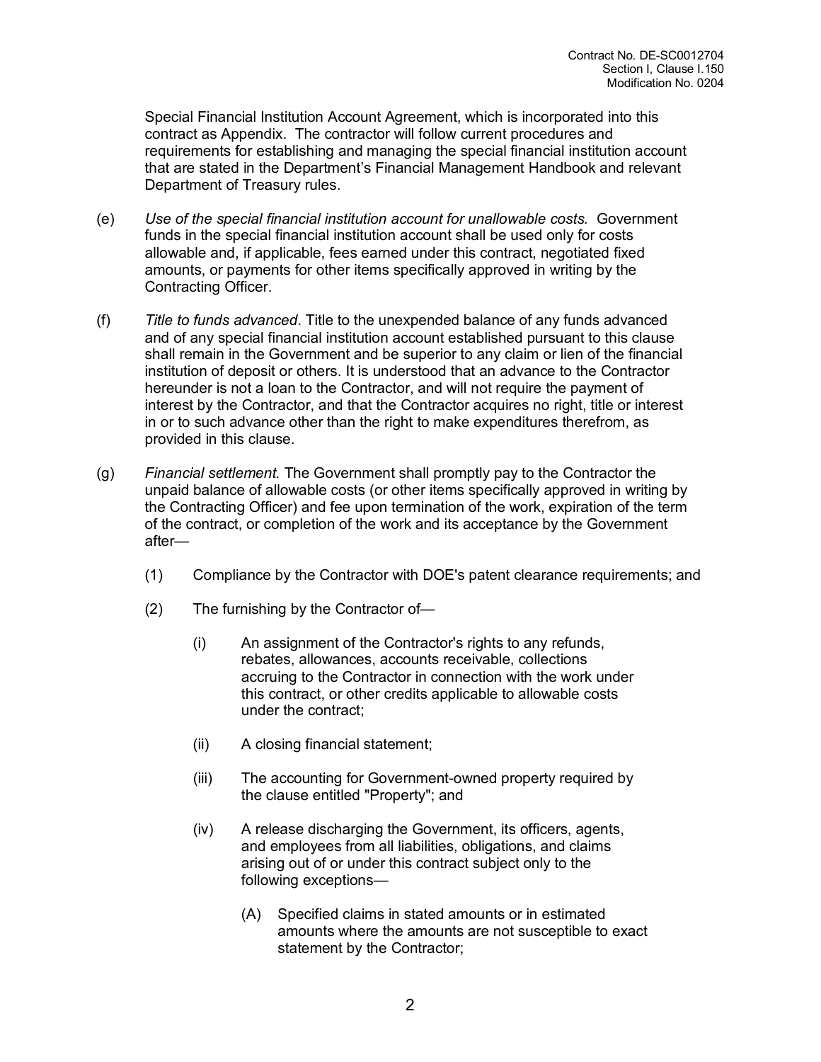Special Financial Institution Account Agreement, which is incorporated into this contract as Appendix. The contractor will follow current procedures and requirements for establishing and managing the special financial institution account that are stated in the Department's Financial Management Handbook and relevant Department of Treasury rules.

(e) *Use of the special financial institution account for unallowable costs.* Government funds in the special financial institution account shall be used only for costs allowable and, if applicable, fees earned under this contract, negotiated fixed amounts, or payments for other items specifically approved in writing by the Contracting Officer.

(f) *Title to funds advanced*. Title to the unexpended balance of any funds advanced and of any special financial institution account established pursuant to this clause shall remain in the Government and be superior to any claim or lien of the financial institution of deposit or others. It is understood that an advance to the Contractor hereunder is not a loan to the Contractor, and will not require the payment of interest by the Contractor, and that the Contractor acquires no right, title or interest in or to such advance other than the right to make expenditures therefrom, as provided in this clause.

(g) *Financial settlement.* The Government shall promptly pay to the Contractor the unpaid balance of allowable costs (or other items specifically approved in writing by the Contracting Officer) and fee upon termination of the work, expiration of the term of the contract, or completion of the work and its acceptance by the Government after—

  (1) Compliance by the Contractor with DOE's patent clearance requirements; and

  (2) The furnishing by the Contractor of—

    (i) An assignment of the Contractor's rights to any refunds, rebates, allowances, accounts receivable, collections accruing to the Contractor in connection with the work under this contract, or other credits applicable to allowable costs under the contract;

    (ii) A closing financial statement;

    (iii) The accounting for Government-owned property required by the clause entitled "Property"; and

    (iv) A release discharging the Government, its officers, agents, and employees from all liabilities, obligations, and claims arising out of or under this contract subject only to the following exceptions—

      (A) Specified claims in stated amounts or in estimated amounts where the amounts are not susceptible to exact statement by the Contractor;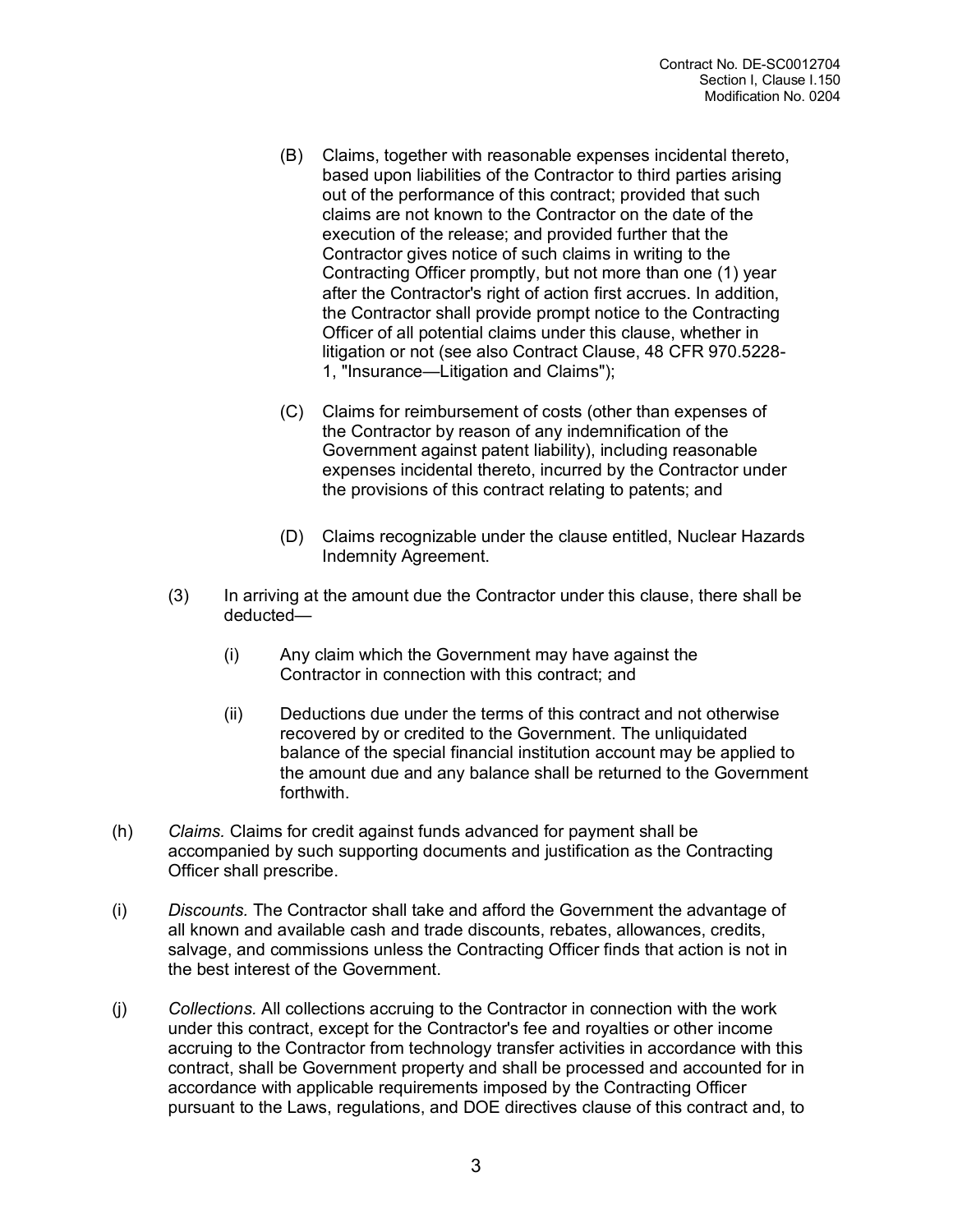(B) Claims, together with reasonable expenses incidental thereto, based upon liabilities of the Contractor to third parties arising out of the performance of this contract; provided that such claims are not known to the Contractor on the date of the execution of the release; and provided further that the Contractor gives notice of such claims in writing to the Contracting Officer promptly, but not more than one (1) year after the Contractor's right of action first accrues. In addition, the Contractor shall provide prompt notice to the Contracting Officer of all potential claims under this clause, whether in litigation or not (see also Contract Clause, 48 CFR 970.5228-1, "Insurance—Litigation and Claims");

(C) Claims for reimbursement of costs (other than expenses of the Contractor by reason of any indemnification of the Government against patent liability), including reasonable expenses incidental thereto, incurred by the Contractor under the provisions of this contract relating to patents; and

(D) Claims recognizable under the clause entitled, Nuclear Hazards Indemnity Agreement.

(3) In arriving at the amount due the Contractor under this clause, there shall be deducted—

(i) Any claim which the Government may have against the Contractor in connection with this contract; and

(ii) Deductions due under the terms of this contract and not otherwise recovered by or credited to the Government. The unliquidated balance of the special financial institution account may be applied to the amount due and any balance shall be returned to the Government forthwith.

(h) *Claims.* Claims for credit against funds advanced for payment shall be accompanied by such supporting documents and justification as the Contracting Officer shall prescribe.

(i) *Discounts.* The Contractor shall take and afford the Government the advantage of all known and available cash and trade discounts, rebates, allowances, credits, salvage, and commissions unless the Contracting Officer finds that action is not in the best interest of the Government.

(j) *Collections.* All collections accruing to the Contractor in connection with the work under this contract, except for the Contractor's fee and royalties or other income accruing to the Contractor from technology transfer activities in accordance with this contract, shall be Government property and shall be processed and accounted for in accordance with applicable requirements imposed by the Contracting Officer pursuant to the Laws, regulations, and DOE directives clause of this contract and, to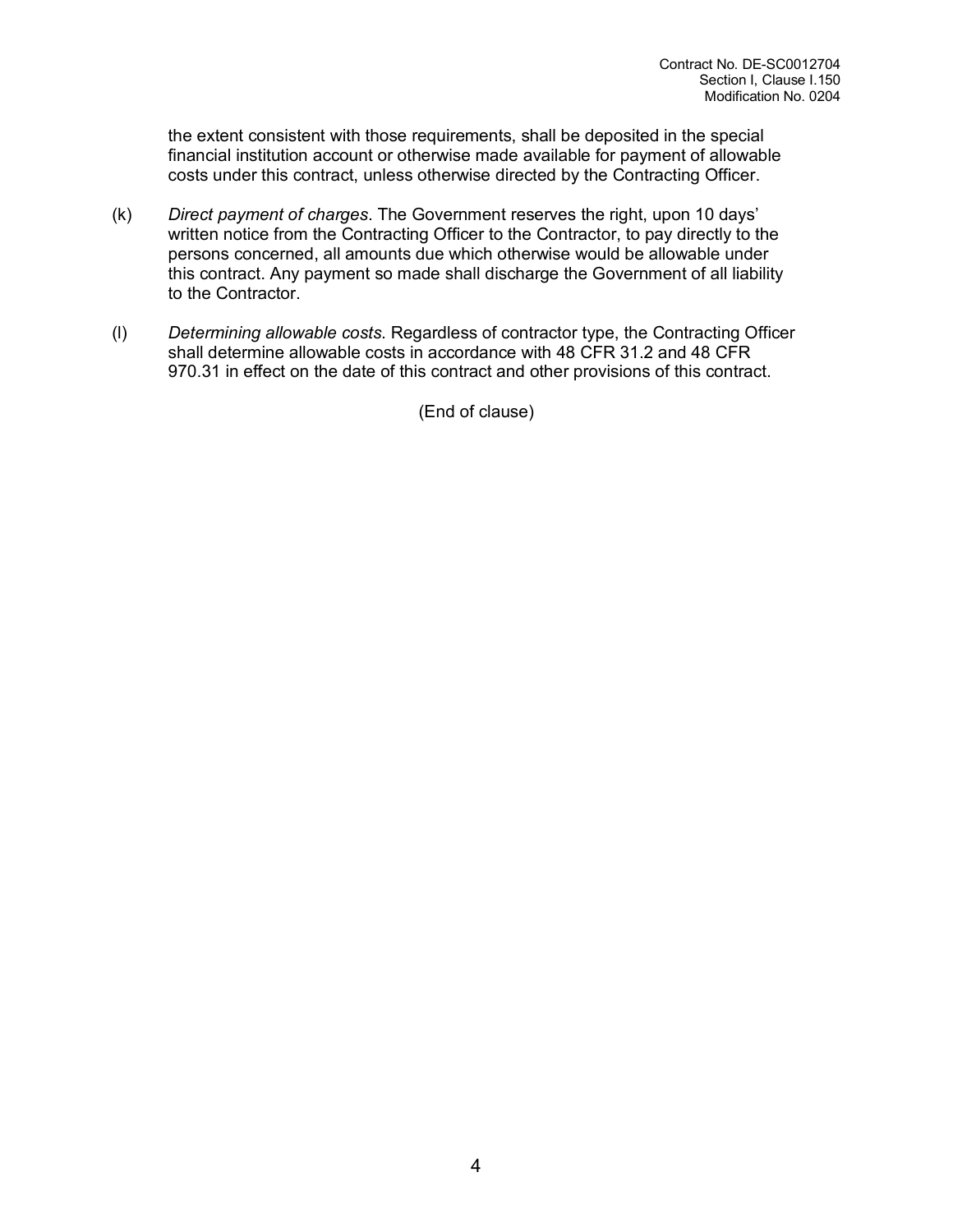the extent consistent with those requirements, shall be deposited in the special financial institution account or otherwise made available for payment of allowable costs under this contract, unless otherwise directed by the Contracting Officer.

(k) *Direct payment of charges*. The Government reserves the right, upon 10 days' written notice from the Contracting Officer to the Contractor, to pay directly to the persons concerned, all amounts due which otherwise would be allowable under this contract. Any payment so made shall discharge the Government of all liability to the Contractor.

(l) *Determining allowable costs*. Regardless of contractor type, the Contracting Officer shall determine allowable costs in accordance with 48 CFR 31.2 and 48 CFR 970.31 in effect on the date of this contract and other provisions of this contract.

(End of clause)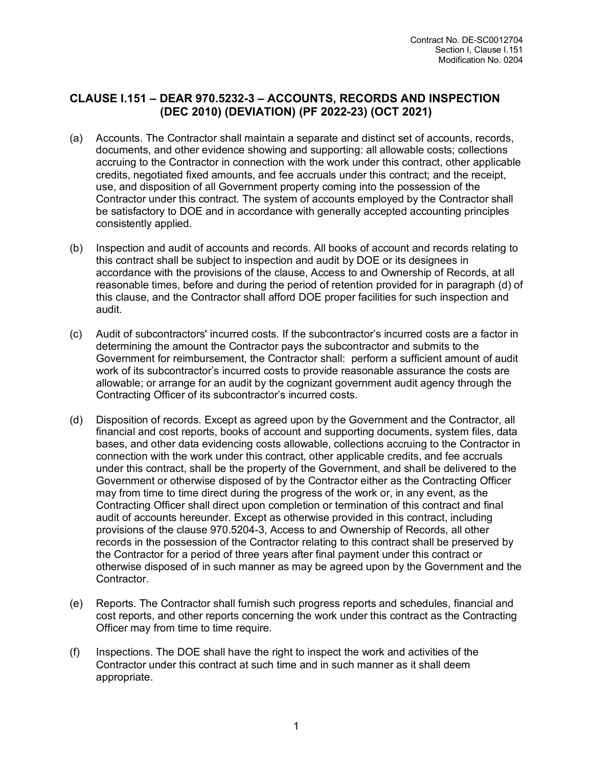## CLAUSE I.151 – DEAR 970.5232-3 – ACCOUNTS, RECORDS AND INSPECTION (DEC 2010) (DEVIATION) (PF 2022-23) (OCT 2021)

(a) Accounts. The Contractor shall maintain a separate and distinct set of accounts, records, documents, and other evidence showing and supporting: all allowable costs; collections accruing to the Contractor in connection with the work under this contract, other applicable credits, negotiated fixed amounts, and fee accruals under this contract; and the receipt, use, and disposition of all Government property coming into the possession of the Contractor under this contract. The system of accounts employed by the Contractor shall be satisfactory to DOE and in accordance with generally accepted accounting principles consistently applied.

(b) Inspection and audit of accounts and records. All books of account and records relating to this contract shall be subject to inspection and audit by DOE or its designees in accordance with the provisions of the clause, Access to and Ownership of Records, at all reasonable times, before and during the period of retention provided for in paragraph (d) of this clause, and the Contractor shall afford DOE proper facilities for such inspection and audit.

(c) Audit of subcontractors' incurred costs. If the subcontractor's incurred costs are a factor in determining the amount the Contractor pays the subcontractor and submits to the Government for reimbursement, the Contractor shall: perform a sufficient amount of audit work of its subcontractor's incurred costs to provide reasonable assurance the costs are allowable; or arrange for an audit by the cognizant government audit agency through the Contracting Officer of its subcontractor's incurred costs.

(d) Disposition of records. Except as agreed upon by the Government and the Contractor, all financial and cost reports, books of account and supporting documents, system files, data bases, and other data evidencing costs allowable, collections accruing to the Contractor in connection with the work under this contract, other applicable credits, and fee accruals under this contract, shall be the property of the Government, and shall be delivered to the Government or otherwise disposed of by the Contractor either as the Contracting Officer may from time to time direct during the progress of the work or, in any event, as the Contracting Officer shall direct upon completion or termination of this contract and final audit of accounts hereunder. Except as otherwise provided in this contract, including provisions of the clause 970.5204-3, Access to and Ownership of Records, all other records in the possession of the Contractor relating to this contract shall be preserved by the Contractor for a period of three years after final payment under this contract or otherwise disposed of in such manner as may be agreed upon by the Government and the Contractor.

(e) Reports. The Contractor shall furnish such progress reports and schedules, financial and cost reports, and other reports concerning the work under this contract as the Contracting Officer may from time to time require.

(f) Inspections. The DOE shall have the right to inspect the work and activities of the Contractor under this contract at such time and in such manner as it shall deem appropriate.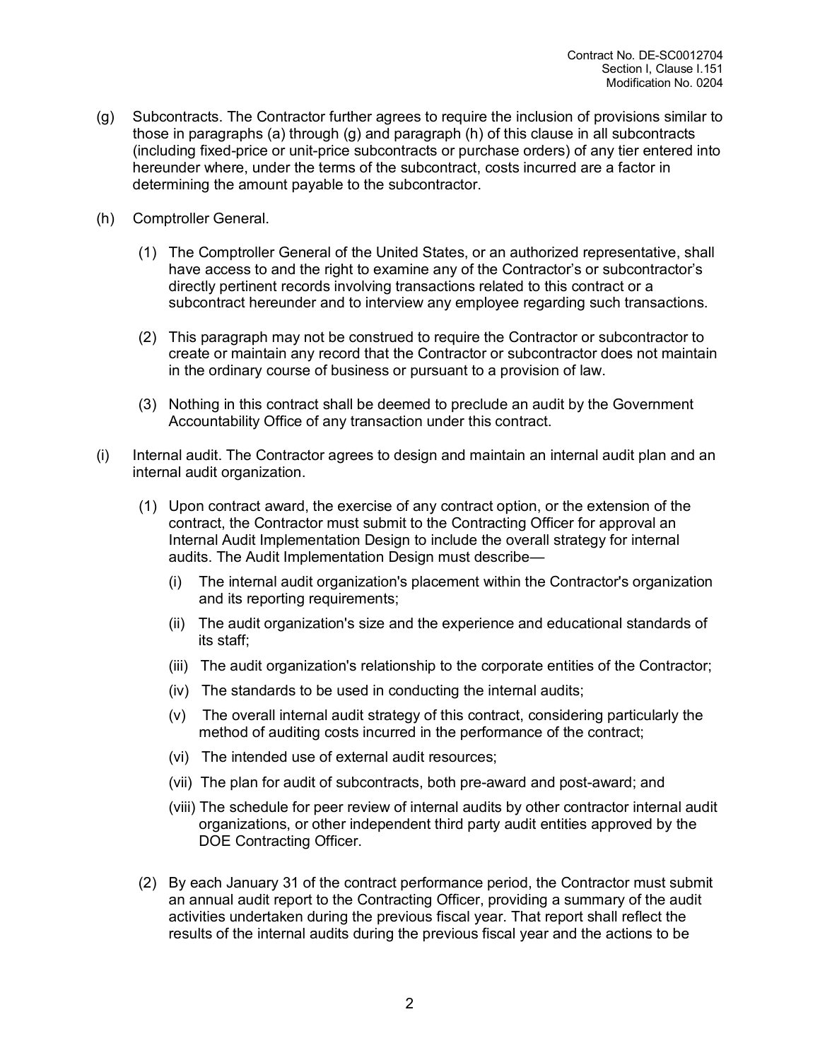(g) Subcontracts. The Contractor further agrees to require the inclusion of provisions similar to those in paragraphs (a) through (g) and paragraph (h) of this clause in all subcontracts (including fixed-price or unit-price subcontracts or purchase orders) of any tier entered into hereunder where, under the terms of the subcontract, costs incurred are a factor in determining the amount payable to the subcontractor.

(h) Comptroller General.

(1) The Comptroller General of the United States, or an authorized representative, shall have access to and the right to examine any of the Contractor's or subcontractor's directly pertinent records involving transactions related to this contract or a subcontract hereunder and to interview any employee regarding such transactions.

(2) This paragraph may not be construed to require the Contractor or subcontractor to create or maintain any record that the Contractor or subcontractor does not maintain in the ordinary course of business or pursuant to a provision of law.

(3) Nothing in this contract shall be deemed to preclude an audit by the Government Accountability Office of any transaction under this contract.

(i) Internal audit. The Contractor agrees to design and maintain an internal audit plan and an internal audit organization.

(1) Upon contract award, the exercise of any contract option, or the extension of the contract, the Contractor must submit to the Contracting Officer for approval an Internal Audit Implementation Design to include the overall strategy for internal audits. The Audit Implementation Design must describe—

(i) The internal audit organization's placement within the Contractor's organization and its reporting requirements;

(ii) The audit organization's size and the experience and educational standards of its staff;

(iii) The audit organization's relationship to the corporate entities of the Contractor;

(iv) The standards to be used in conducting the internal audits;

(v) The overall internal audit strategy of this contract, considering particularly the method of auditing costs incurred in the performance of the contract;

(vi) The intended use of external audit resources;

(vii) The plan for audit of subcontracts, both pre-award and post-award; and

(viii) The schedule for peer review of internal audits by other contractor internal audit organizations, or other independent third party audit entities approved by the DOE Contracting Officer.

(2) By each January 31 of the contract performance period, the Contractor must submit an annual audit report to the Contracting Officer, providing a summary of the audit activities undertaken during the previous fiscal year. That report shall reflect the results of the internal audits during the previous fiscal year and the actions to be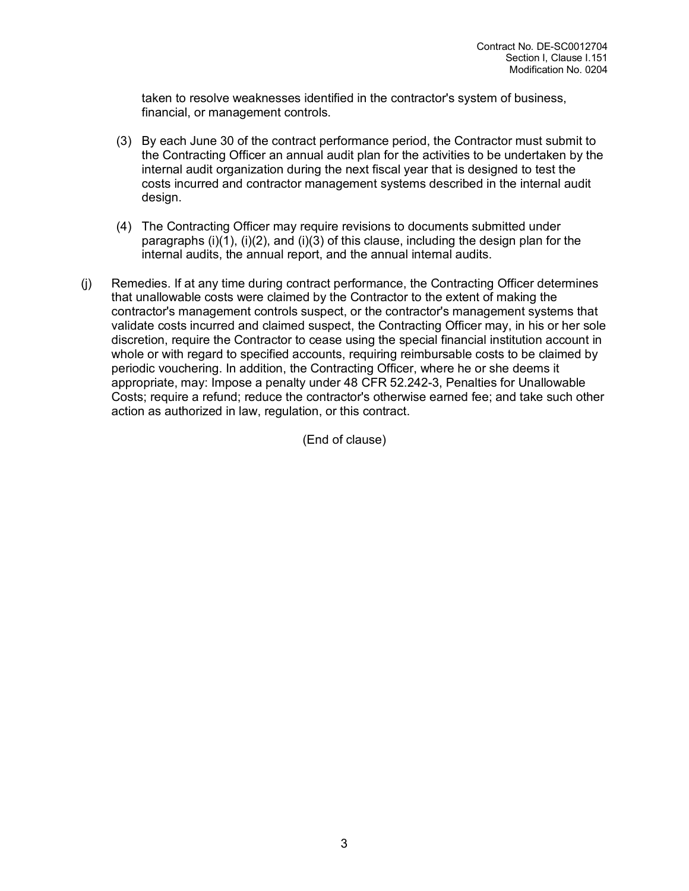taken to resolve weaknesses identified in the contractor's system of business, financial, or management controls.

(3) By each June 30 of the contract performance period, the Contractor must submit to the Contracting Officer an annual audit plan for the activities to be undertaken by the internal audit organization during the next fiscal year that is designed to test the costs incurred and contractor management systems described in the internal audit design.

(4) The Contracting Officer may require revisions to documents submitted under paragraphs (i)(1), (i)(2), and (i)(3) of this clause, including the design plan for the internal audits, the annual report, and the annual internal audits.

(j) Remedies. If at any time during contract performance, the Contracting Officer determines that unallowable costs were claimed by the Contractor to the extent of making the contractor's management controls suspect, or the contractor's management systems that validate costs incurred and claimed suspect, the Contracting Officer may, in his or her sole discretion, require the Contractor to cease using the special financial institution account in whole or with regard to specified accounts, requiring reimbursable costs to be claimed by periodic vouchering. In addition, the Contracting Officer, where he or she deems it appropriate, may: Impose a penalty under 48 CFR 52.242-3, Penalties for Unallowable Costs; require a refund; reduce the contractor's otherwise earned fee; and take such other action as authorized in law, regulation, or this contract.

(End of clause)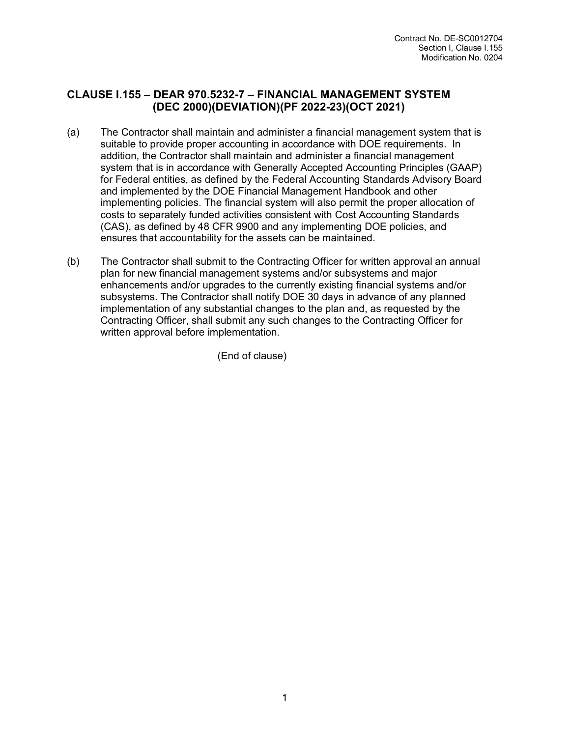## CLAUSE I.155 – DEAR 970.5232-7 – FINANCIAL MANAGEMENT SYSTEM (DEC 2000)(DEVIATION)(PF 2022-23)(OCT 2021)

(a) The Contractor shall maintain and administer a financial management system that is suitable to provide proper accounting in accordance with DOE requirements. In addition, the Contractor shall maintain and administer a financial management system that is in accordance with Generally Accepted Accounting Principles (GAAP) for Federal entities, as defined by the Federal Accounting Standards Advisory Board and implemented by the DOE Financial Management Handbook and other implementing policies. The financial system will also permit the proper allocation of costs to separately funded activities consistent with Cost Accounting Standards (CAS), as defined by 48 CFR 9900 and any implementing DOE policies, and ensures that accountability for the assets can be maintained.

(b) The Contractor shall submit to the Contracting Officer for written approval an annual plan for new financial management systems and/or subsystems and major enhancements and/or upgrades to the currently existing financial systems and/or subsystems. The Contractor shall notify DOE 30 days in advance of any planned implementation of any substantial changes to the plan and, as requested by the Contracting Officer, shall submit any such changes to the Contracting Officer for written approval before implementation.

(End of clause)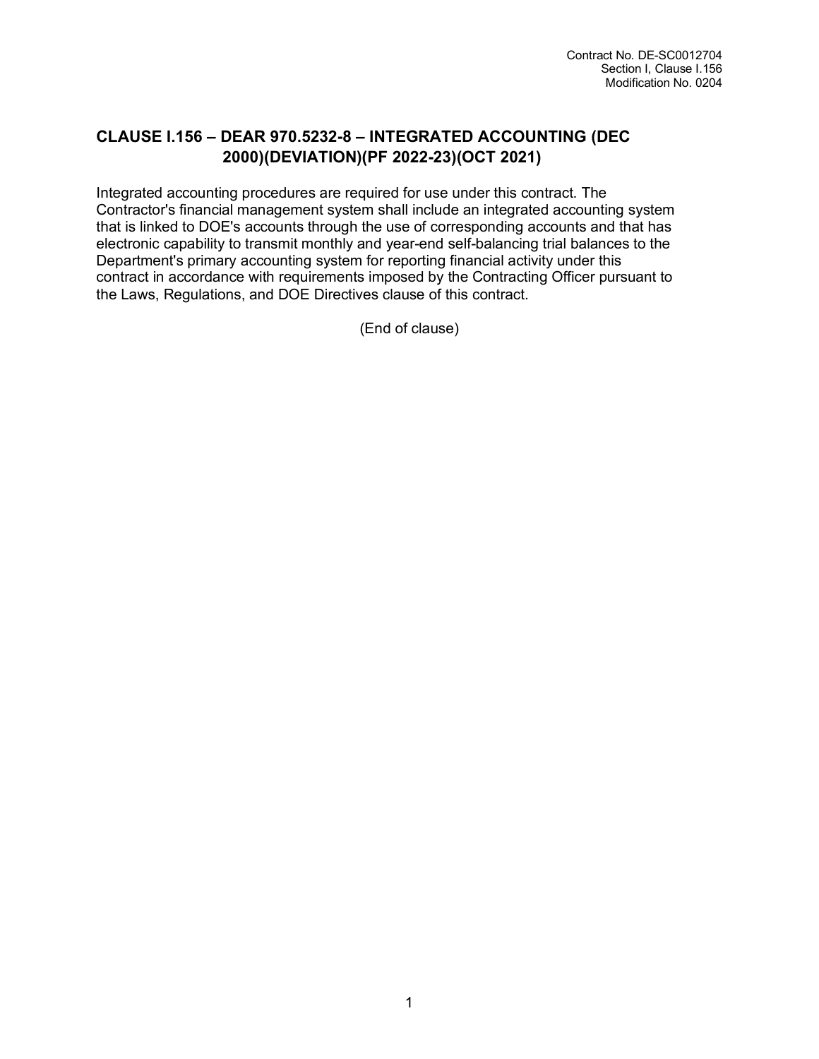## CLAUSE I.156 – DEAR 970.5232-8 – INTEGRATED ACCOUNTING (DEC 2000)(DEVIATION)(PF 2022-23)(OCT 2021)

Integrated accounting procedures are required for use under this contract. The Contractor's financial management system shall include an integrated accounting system that is linked to DOE's accounts through the use of corresponding accounts and that has electronic capability to transmit monthly and year-end self-balancing trial balances to the Department's primary accounting system for reporting financial activity under this contract in accordance with requirements imposed by the Contracting Officer pursuant to the Laws, Regulations, and DOE Directives clause of this contract.

(End of clause)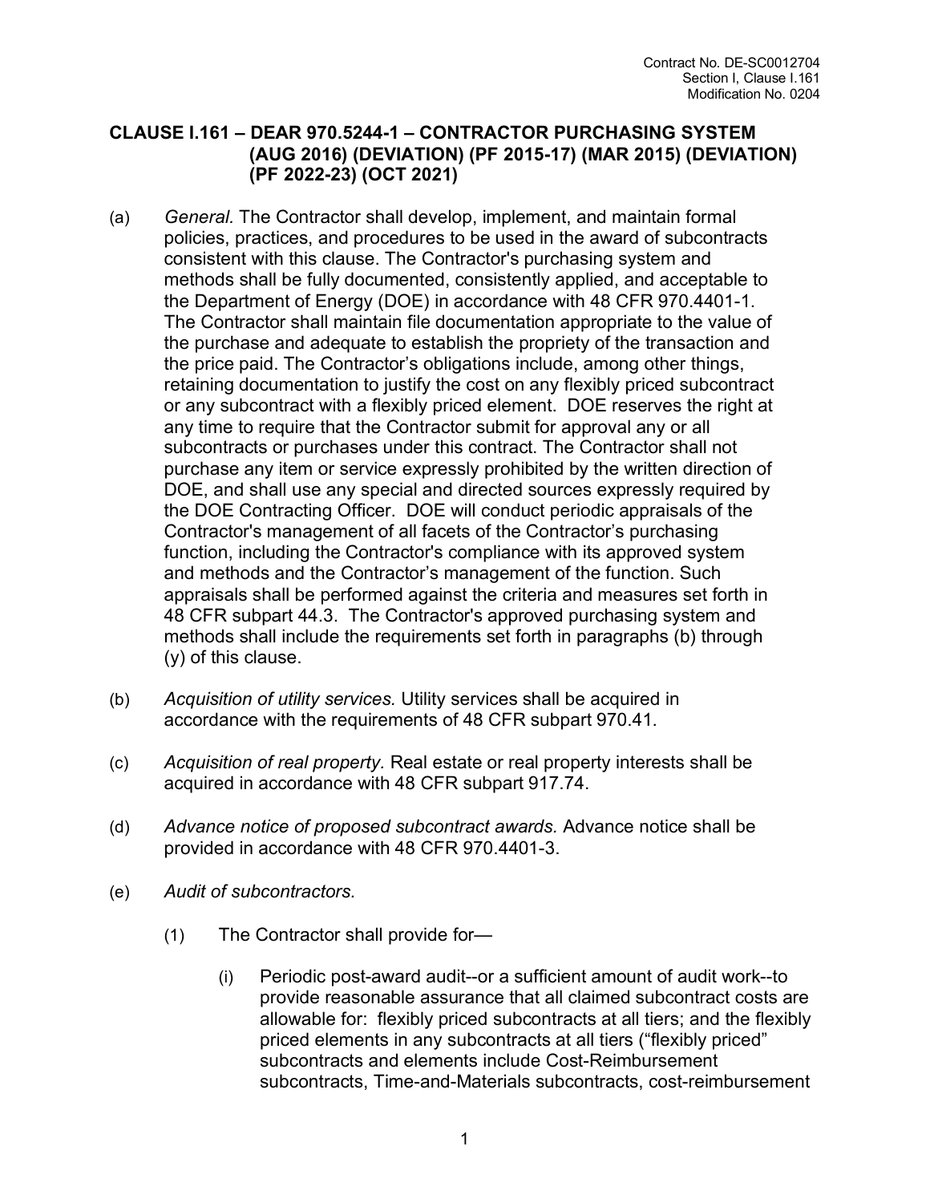## CLAUSE I.161 – DEAR 970.5244-1 – CONTRACTOR PURCHASING SYSTEM (AUG 2016) (DEVIATION) (PF 2015-17) (MAR 2015) (DEVIATION) (PF 2022-23) (OCT 2021)

(a) *General.* The Contractor shall develop, implement, and maintain formal policies, practices, and procedures to be used in the award of subcontracts consistent with this clause. The Contractor's purchasing system and methods shall be fully documented, consistently applied, and acceptable to the Department of Energy (DOE) in accordance with 48 CFR 970.4401-1. The Contractor shall maintain file documentation appropriate to the value of the purchase and adequate to establish the propriety of the transaction and the price paid. The Contractor's obligations include, among other things, retaining documentation to justify the cost on any flexibly priced subcontract or any subcontract with a flexibly priced element. DOE reserves the right at any time to require that the Contractor submit for approval any or all subcontracts or purchases under this contract. The Contractor shall not purchase any item or service expressly prohibited by the written direction of DOE, and shall use any special and directed sources expressly required by the DOE Contracting Officer. DOE will conduct periodic appraisals of the Contractor's management of all facets of the Contractor's purchasing function, including the Contractor's compliance with its approved system and methods and the Contractor's management of the function. Such appraisals shall be performed against the criteria and measures set forth in 48 CFR subpart 44.3. The Contractor's approved purchasing system and methods shall include the requirements set forth in paragraphs (b) through (y) of this clause.

(b) *Acquisition of utility services.* Utility services shall be acquired in accordance with the requirements of 48 CFR subpart 970.41.

(c) *Acquisition of real property.* Real estate or real property interests shall be acquired in accordance with 48 CFR subpart 917.74.

(d) *Advance notice of proposed subcontract awards.* Advance notice shall be provided in accordance with 48 CFR 970.4401-3.

(e) *Audit of subcontractors.*

(1) The Contractor shall provide for—

(i) Periodic post-award audit--or a sufficient amount of audit work--to provide reasonable assurance that all claimed subcontract costs are allowable for: flexibly priced subcontracts at all tiers; and the flexibly priced elements in any subcontracts at all tiers ("flexibly priced" subcontracts and elements include Cost-Reimbursement subcontracts, Time-and-Materials subcontracts, cost-reimbursement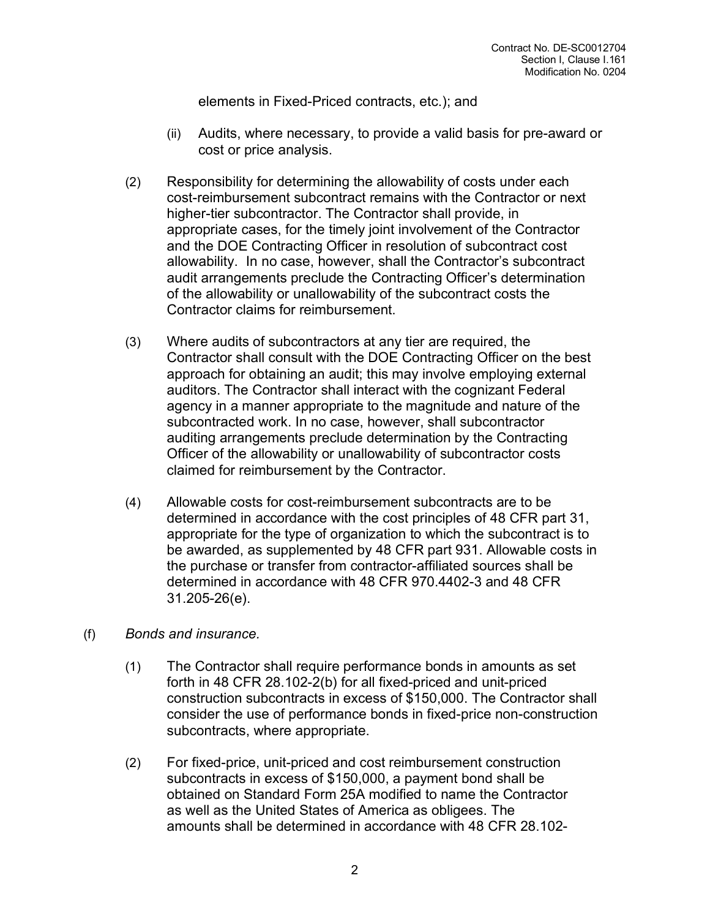elements in Fixed-Priced contracts, etc.); and

(ii) Audits, where necessary, to provide a valid basis for pre-award or cost or price analysis.

(2) Responsibility for determining the allowability of costs under each cost-reimbursement subcontract remains with the Contractor or next higher-tier subcontractor. The Contractor shall provide, in appropriate cases, for the timely joint involvement of the Contractor and the DOE Contracting Officer in resolution of subcontract cost allowability. In no case, however, shall the Contractor's subcontract audit arrangements preclude the Contracting Officer's determination of the allowability or unallowability of the subcontract costs the Contractor claims for reimbursement.

(3) Where audits of subcontractors at any tier are required, the Contractor shall consult with the DOE Contracting Officer on the best approach for obtaining an audit; this may involve employing external auditors. The Contractor shall interact with the cognizant Federal agency in a manner appropriate to the magnitude and nature of the subcontracted work. In no case, however, shall subcontractor auditing arrangements preclude determination by the Contracting Officer of the allowability or unallowability of subcontractor costs claimed for reimbursement by the Contractor.

(4) Allowable costs for cost-reimbursement subcontracts are to be determined in accordance with the cost principles of 48 CFR part 31, appropriate for the type of organization to which the subcontract is to be awarded, as supplemented by 48 CFR part 931. Allowable costs in the purchase or transfer from contractor-affiliated sources shall be determined in accordance with 48 CFR 970.4402-3 and 48 CFR 31.205-26(e).

(f) *Bonds and insurance.*

(1) The Contractor shall require performance bonds in amounts as set forth in 48 CFR 28.102-2(b) for all fixed-priced and unit-priced construction subcontracts in excess of $150,000. The Contractor shall consider the use of performance bonds in fixed-price non-construction subcontracts, where appropriate.

(2) For fixed-price, unit-priced and cost reimbursement construction subcontracts in excess of $150,000, a payment bond shall be obtained on Standard Form 25A modified to name the Contractor as well as the United States of America as obligees. The amounts shall be determined in accordance with 48 CFR 28.102-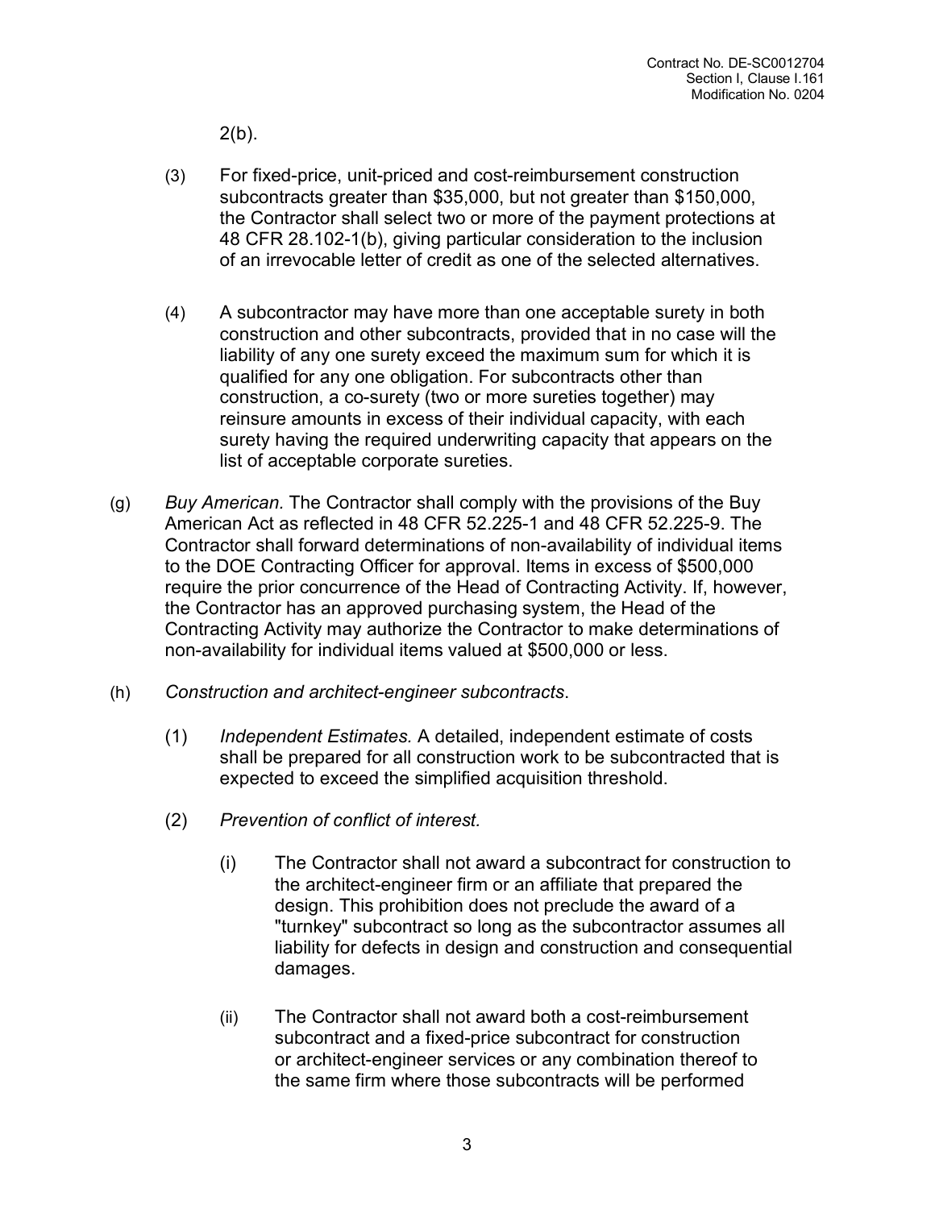2(b).

(3) For fixed-price, unit-priced and cost-reimbursement construction subcontracts greater than $35,000, but not greater than $150,000, the Contractor shall select two or more of the payment protections at 48 CFR 28.102-1(b), giving particular consideration to the inclusion of an irrevocable letter of credit as one of the selected alternatives.

(4) A subcontractor may have more than one acceptable surety in both construction and other subcontracts, provided that in no case will the liability of any one surety exceed the maximum sum for which it is qualified for any one obligation. For subcontracts other than construction, a co-surety (two or more sureties together) may reinsure amounts in excess of their individual capacity, with each surety having the required underwriting capacity that appears on the list of acceptable corporate sureties.

(g) *Buy American.* The Contractor shall comply with the provisions of the Buy American Act as reflected in 48 CFR 52.225-1 and 48 CFR 52.225-9. The Contractor shall forward determinations of non-availability of individual items to the DOE Contracting Officer for approval. Items in excess of $500,000 require the prior concurrence of the Head of Contracting Activity. If, however, the Contractor has an approved purchasing system, the Head of the Contracting Activity may authorize the Contractor to make determinations of non-availability for individual items valued at $500,000 or less.

(h) *Construction and architect-engineer subcontracts*.

(1) *Independent Estimates.* A detailed, independent estimate of costs shall be prepared for all construction work to be subcontracted that is expected to exceed the simplified acquisition threshold.

(2) *Prevention of conflict of interest.*

(i) The Contractor shall not award a subcontract for construction to the architect-engineer firm or an affiliate that prepared the design. This prohibition does not preclude the award of a "turnkey" subcontract so long as the subcontractor assumes all liability for defects in design and construction and consequential damages.

(ii) The Contractor shall not award both a cost-reimbursement subcontract and a fixed-price subcontract for construction or architect-engineer services or any combination thereof to the same firm where those subcontracts will be performed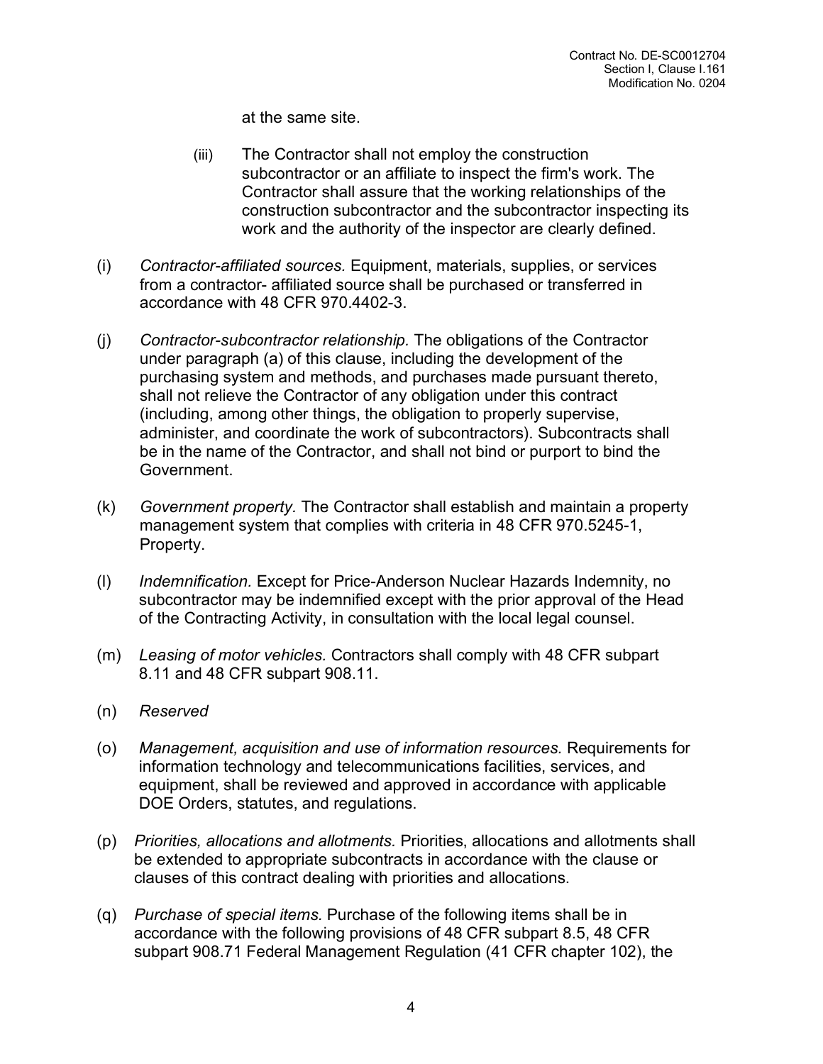at the same site.

(iii) The Contractor shall not employ the construction subcontractor or an affiliate to inspect the firm's work. The Contractor shall assure that the working relationships of the construction subcontractor and the subcontractor inspecting its work and the authority of the inspector are clearly defined.

(i) *Contractor-affiliated sources.* Equipment, materials, supplies, or services from a contractor- affiliated source shall be purchased or transferred in accordance with 48 CFR 970.4402-3.

(j) *Contractor-subcontractor relationship.* The obligations of the Contractor under paragraph (a) of this clause, including the development of the purchasing system and methods, and purchases made pursuant thereto, shall not relieve the Contractor of any obligation under this contract (including, among other things, the obligation to properly supervise, administer, and coordinate the work of subcontractors). Subcontracts shall be in the name of the Contractor, and shall not bind or purport to bind the Government.

(k) *Government property.* The Contractor shall establish and maintain a property management system that complies with criteria in 48 CFR 970.5245-1, Property.

(l) *Indemnification.* Except for Price-Anderson Nuclear Hazards Indemnity, no subcontractor may be indemnified except with the prior approval of the Head of the Contracting Activity, in consultation with the local legal counsel.

(m) *Leasing of motor vehicles.* Contractors shall comply with 48 CFR subpart 8.11 and 48 CFR subpart 908.11.

(n) *Reserved*

(o) *Management, acquisition and use of information resources.* Requirements for information technology and telecommunications facilities, services, and equipment, shall be reviewed and approved in accordance with applicable DOE Orders, statutes, and regulations.

(p) *Priorities, allocations and allotments.* Priorities, allocations and allotments shall be extended to appropriate subcontracts in accordance with the clause or clauses of this contract dealing with priorities and allocations.

(q) *Purchase of special items.* Purchase of the following items shall be in accordance with the following provisions of 48 CFR subpart 8.5, 48 CFR subpart 908.71 Federal Management Regulation (41 CFR chapter 102), the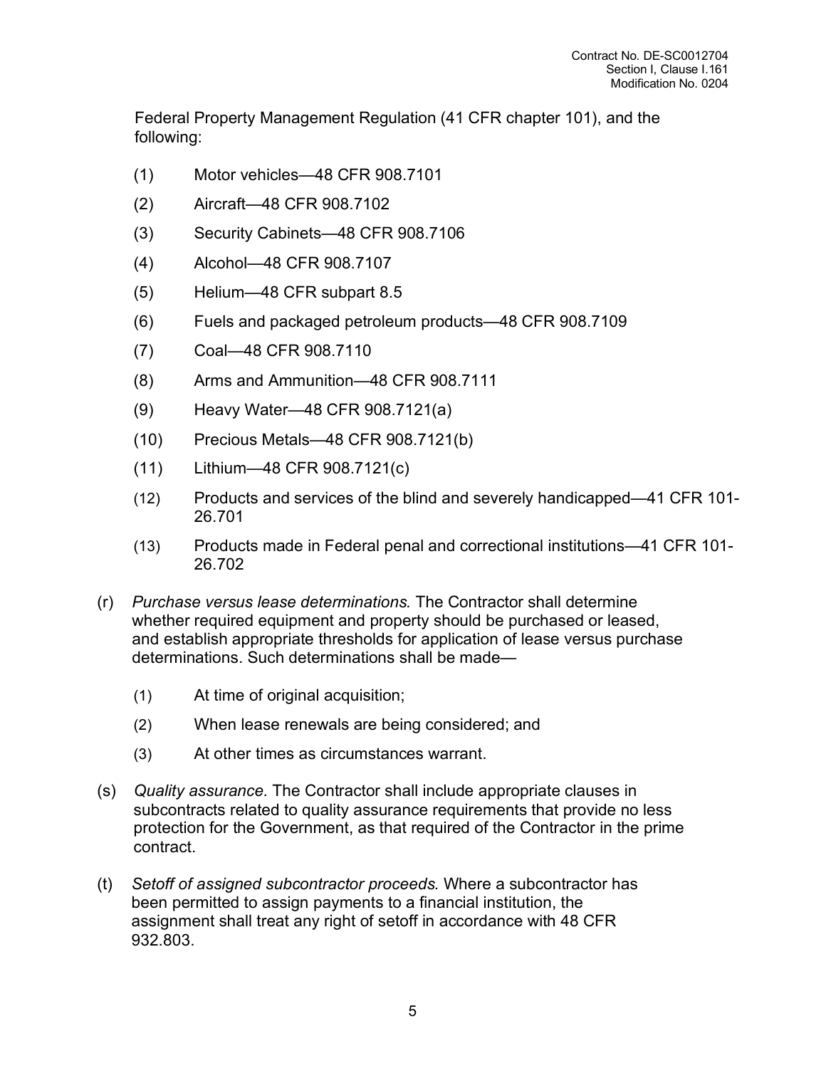Federal Property Management Regulation (41 CFR chapter 101), and the following:

(1) Motor vehicles—48 CFR 908.7101

(2) Aircraft—48 CFR 908.7102

(3) Security Cabinets—48 CFR 908.7106

(4) Alcohol—48 CFR 908.7107

(5) Helium—48 CFR subpart 8.5

(6) Fuels and packaged petroleum products—48 CFR 908.7109

(7) Coal—48 CFR 908.7110

(8) Arms and Ammunition—48 CFR 908.7111

(9) Heavy Water—48 CFR 908.7121(a)

(10) Precious Metals—48 CFR 908.7121(b)

(11) Lithium—48 CFR 908.7121(c)

(12) Products and services of the blind and severely handicapped—41 CFR 101-26.701

(13) Products made in Federal penal and correctional institutions—41 CFR 101-26.702

(r) *Purchase versus lease determinations.* The Contractor shall determine whether required equipment and property should be purchased or leased, and establish appropriate thresholds for application of lease versus purchase determinations. Such determinations shall be made—

(1) At time of original acquisition;

(2) When lease renewals are being considered; and

(3) At other times as circumstances warrant.

(s) *Quality assurance.* The Contractor shall include appropriate clauses in subcontracts related to quality assurance requirements that provide no less protection for the Government, as that required of the Contractor in the prime contract.

(t) *Setoff of assigned subcontractor proceeds.* Where a subcontractor has been permitted to assign payments to a financial institution, the assignment shall treat any right of setoff in accordance with 48 CFR 932.803.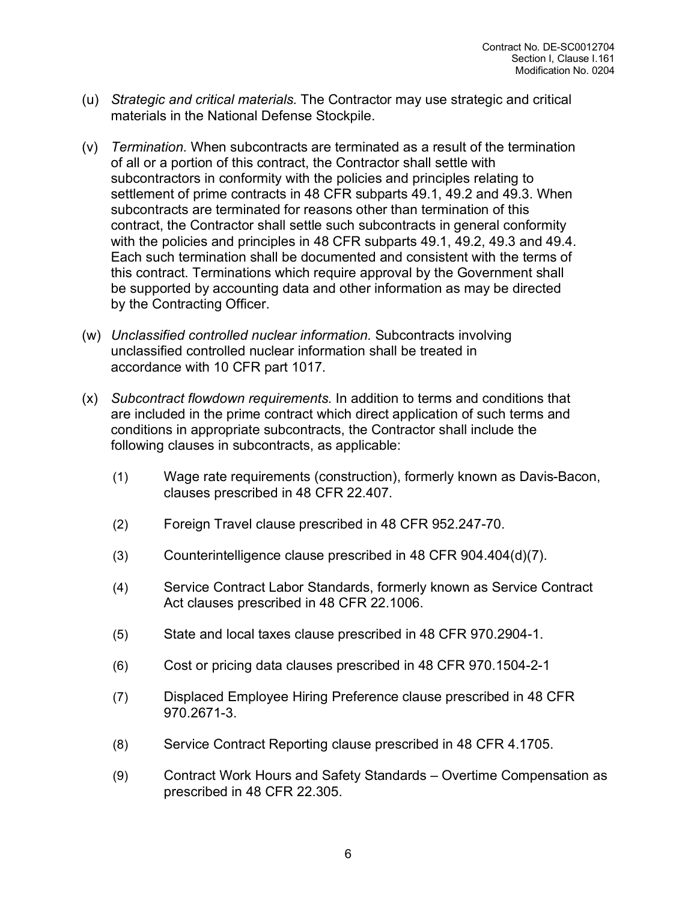(u) *Strategic and critical materials.* The Contractor may use strategic and critical materials in the National Defense Stockpile.

(v) *Termination.* When subcontracts are terminated as a result of the termination of all or a portion of this contract, the Contractor shall settle with subcontractors in conformity with the policies and principles relating to settlement of prime contracts in 48 CFR subparts 49.1, 49.2 and 49.3. When subcontracts are terminated for reasons other than termination of this contract, the Contractor shall settle such subcontracts in general conformity with the policies and principles in 48 CFR subparts 49.1, 49.2, 49.3 and 49.4. Each such termination shall be documented and consistent with the terms of this contract. Terminations which require approval by the Government shall be supported by accounting data and other information as may be directed by the Contracting Officer.

(w) *Unclassified controlled nuclear information.* Subcontracts involving unclassified controlled nuclear information shall be treated in accordance with 10 CFR part 1017.

(x) *Subcontract flowdown requirements.* In addition to terms and conditions that are included in the prime contract which direct application of such terms and conditions in appropriate subcontracts, the Contractor shall include the following clauses in subcontracts, as applicable:

(1) Wage rate requirements (construction), formerly known as Davis-Bacon, clauses prescribed in 48 CFR 22.407.

(2) Foreign Travel clause prescribed in 48 CFR 952.247-70.

(3) Counterintelligence clause prescribed in 48 CFR 904.404(d)(7).

(4) Service Contract Labor Standards, formerly known as Service Contract Act clauses prescribed in 48 CFR 22.1006.

(5) State and local taxes clause prescribed in 48 CFR 970.2904-1.

(6) Cost or pricing data clauses prescribed in 48 CFR 970.1504-2-1

(7) Displaced Employee Hiring Preference clause prescribed in 48 CFR 970.2671-3.

(8) Service Contract Reporting clause prescribed in 48 CFR 4.1705.

(9) Contract Work Hours and Safety Standards – Overtime Compensation as prescribed in 48 CFR 22.305.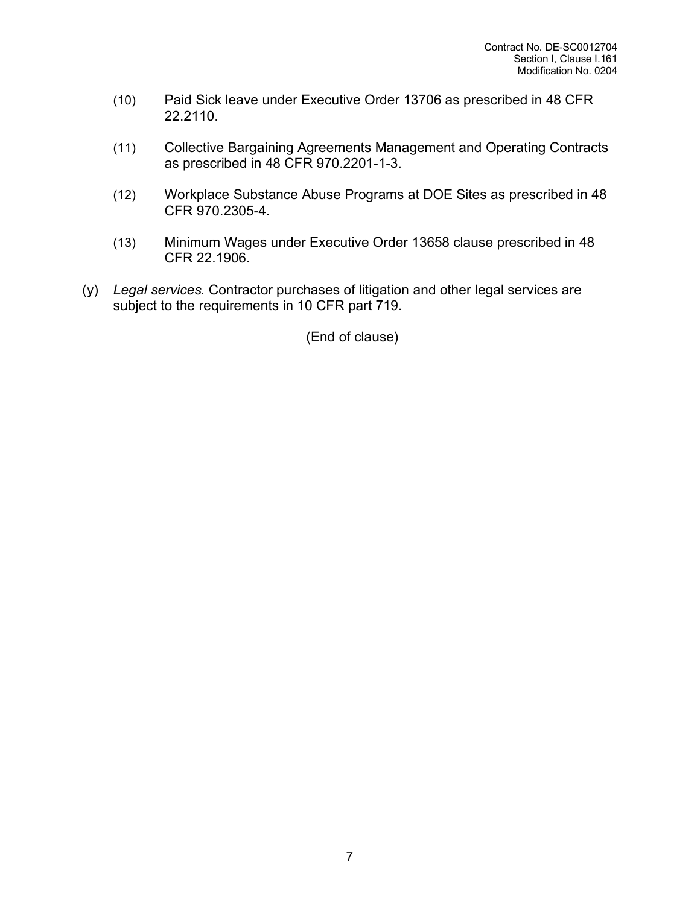(10) Paid Sick leave under Executive Order 13706 as prescribed in 48 CFR 22.2110.

(11) Collective Bargaining Agreements Management and Operating Contracts as prescribed in 48 CFR 970.2201-1-3.

(12) Workplace Substance Abuse Programs at DOE Sites as prescribed in 48 CFR 970.2305-4.

(13) Minimum Wages under Executive Order 13658 clause prescribed in 48 CFR 22.1906.

(y) *Legal services.* Contractor purchases of litigation and other legal services are subject to the requirements in 10 CFR part 719.

(End of clause)